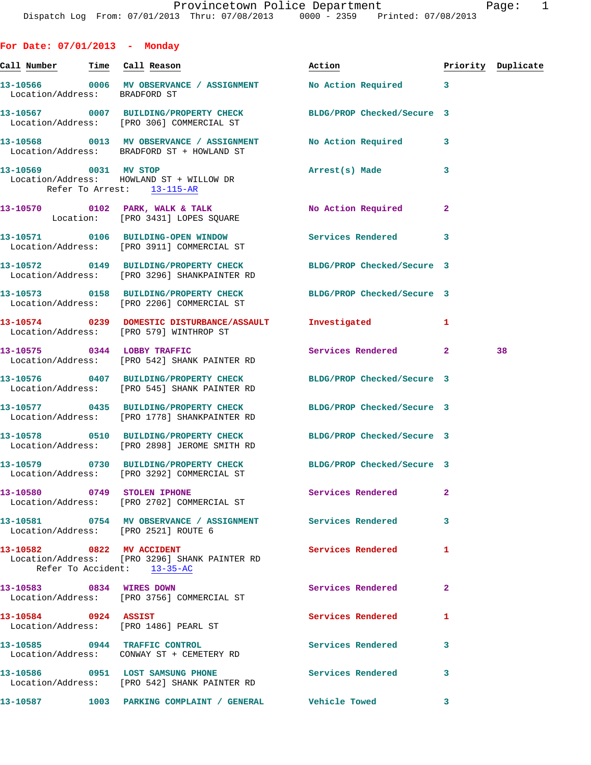Dispatch Log From: 07/01/2013 Thru: 07/08/2013 0000 - 2359 Printed: 07/08/2013

## For Date: 07/01/2013 - Monday

| Call Number | Time | Call Reason | Action | Priority | Duplicate |
|---|---|---|---|---|---|
| 13-10566 | 0006 | MV OBSERVANCE / ASSIGNMENT | No Action Required | 3 | |
| Location/Address: BRADFORD ST | | | | | |
| 13-10567 | 0007 | BUILDING/PROPERTY CHECK | BLDG/PROP Checked/Secure | 3 | |
| Location/Address: [PRO 306] COMMERCIAL ST | | | | | |
| 13-10568 | 0013 | MV OBSERVANCE / ASSIGNMENT | No Action Required | 3 | |
| Location/Address: BRADFORD ST + HOWLAND ST | | | | | |
| 13-10569 | 0031 | MV STOP | Arrest(s) Made | 3 | |
| Location/Address: HOWLAND ST + WILLOW DR; Refer To Arrest: 13-115-AR | | | | | |
| 13-10570 | 0102 | PARK, WALK & TALK | No Action Required | 2 | |
| Location: [PRO 3431] LOPES SQUARE | | | | | |
| 13-10571 | 0106 | BUILDING-OPEN WINDOW | Services Rendered | 3 | |
| Location/Address: [PRO 3911] COMMERCIAL ST | | | | | |
| 13-10572 | 0149 | BUILDING/PROPERTY CHECK | BLDG/PROP Checked/Secure | 3 | |
| Location/Address: [PRO 3296] SHANKPAINTER RD | | | | | |
| 13-10573 | 0158 | BUILDING/PROPERTY CHECK | BLDG/PROP Checked/Secure | 3 | |
| Location/Address: [PRO 2206] COMMERCIAL ST | | | | | |
| 13-10574 | 0239 | DOMESTIC DISTURBANCE/ASSAULT | Investigated | 1 | |
| Location/Address: [PRO 579] WINTHROP ST | | | | | |
| 13-10575 | 0344 | LOBBY TRAFFIC | Services Rendered | 2 | 38 |
| Location/Address: [PRO 542] SHANK PAINTER RD | | | | | |
| 13-10576 | 0407 | BUILDING/PROPERTY CHECK | BLDG/PROP Checked/Secure | 3 | |
| Location/Address: [PRO 545] SHANK PAINTER RD | | | | | |
| 13-10577 | 0435 | BUILDING/PROPERTY CHECK | BLDG/PROP Checked/Secure | 3 | |
| Location/Address: [PRO 1778] SHANKPAINTER RD | | | | | |
| 13-10578 | 0510 | BUILDING/PROPERTY CHECK | BLDG/PROP Checked/Secure | 3 | |
| Location/Address: [PRO 2898] JEROME SMITH RD | | | | | |
| 13-10579 | 0730 | BUILDING/PROPERTY CHECK | BLDG/PROP Checked/Secure | 3 | |
| Location/Address: [PRO 3292] COMMERCIAL ST | | | | | |
| 13-10580 | 0749 | STOLEN IPHONE | Services Rendered | 2 | |
| Location/Address: [PRO 2702] COMMERCIAL ST | | | | | |
| 13-10581 | 0754 | MV OBSERVANCE / ASSIGNMENT | Services Rendered | 3 | |
| Location/Address: [PRO 2521] ROUTE 6 | | | | | |
| 13-10582 | 0822 | MV ACCIDENT | Services Rendered | 1 | |
| Location/Address: [PRO 3296] SHANK PAINTER RD; Refer To Accident: 13-35-AC | | | | | |
| 13-10583 | 0834 | WIRES DOWN | Services Rendered | 2 | |
| Location/Address: [PRO 3756] COMMERCIAL ST | | | | | |
| 13-10584 | 0924 | ASSIST | Services Rendered | 1 | |
| Location/Address: [PRO 1486] PEARL ST | | | | | |
| 13-10585 | 0944 | TRAFFIC CONTROL | Services Rendered | 3 | |
| Location/Address: CONWAY ST + CEMETERY RD | | | | | |
| 13-10586 | 0951 | LOST SAMSUNG PHONE | Services Rendered | 3 | |
| Location/Address: [PRO 542] SHANK PAINTER RD | | | | | |
| 13-10587 | 1003 | PARKING COMPLAINT / GENERAL | Vehicle Towed | 3 | |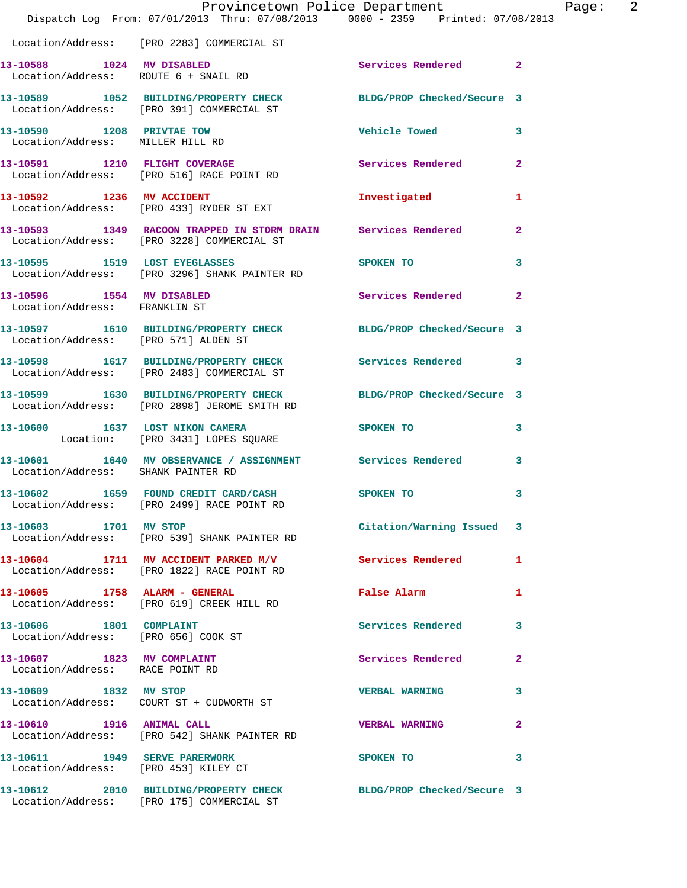Location/Address: [PRO 2283] COMMERCIAL ST

13-10588 1024 MV DISABLED Services Rendered 2
Location/Address: ROUTE 6 + SNAIL RD

13-10589 1052 BUILDING/PROPERTY CHECK BLDG/PROP Checked/Secure 3
Location/Address: [PRO 391] COMMERCIAL ST

13-10590 1208 PRIVTAE TOW Vehicle Towed 3
Location/Address: MILLER HILL RD

13-10591 1210 FLIGHT COVERAGE Services Rendered 2
Location/Address: [PRO 516] RACE POINT RD

13-10592 1236 MV ACCIDENT Investigated 1
Location/Address: [PRO 433] RYDER ST EXT

13-10593 1349 RACOON TRAPPED IN STORM DRAIN Services Rendered 2
Location/Address: [PRO 3228] COMMERCIAL ST

13-10595 1519 LOST EYEGLASSES SPOKEN TO 3
Location/Address: [PRO 3296] SHANK PAINTER RD

13-10596 1554 MV DISABLED Services Rendered 2
Location/Address: FRANKLIN ST

13-10597 1610 BUILDING/PROPERTY CHECK BLDG/PROP Checked/Secure 3
Location/Address: [PRO 571] ALDEN ST

13-10598 1617 BUILDING/PROPERTY CHECK Services Rendered 3
Location/Address: [PRO 2483] COMMERCIAL ST

13-10599 1630 BUILDING/PROPERTY CHECK BLDG/PROP Checked/Secure 3
Location/Address: [PRO 2898] JEROME SMITH RD

13-10600 1637 LOST NIKON CAMERA SPOKEN TO 3
Location: [PRO 3431] LOPES SQUARE

13-10601 1640 MV OBSERVANCE / ASSIGNMENT Services Rendered 3
Location/Address: SHANK PAINTER RD

13-10602 1659 FOUND CREDIT CARD/CASH SPOKEN TO 3
Location/Address: [PRO 2499] RACE POINT RD

13-10603 1701 MV STOP Citation/Warning Issued 3
Location/Address: [PRO 539] SHANK PAINTER RD

13-10604 1711 MV ACCIDENT PARKED M/V Services Rendered 1
Location/Address: [PRO 1822] RACE POINT RD

13-10605 1758 ALARM - GENERAL False Alarm 1
Location/Address: [PRO 619] CREEK HILL RD

13-10606 1801 COMPLAINT Services Rendered 3
Location/Address: [PRO 656] COOK ST

13-10607 1823 MV COMPLAINT Services Rendered 2
Location/Address: RACE POINT RD

13-10609 1832 MV STOP VERBAL WARNING 3
Location/Address: COURT ST + CUDWORTH ST

13-10610 1916 ANIMAL CALL VERBAL WARNING 2
Location/Address: [PRO 542] SHANK PAINTER RD

13-10611 1949 SERVE PARERWORK SPOKEN TO 3
Location/Address: [PRO 453] KILEY CT

13-10612 2010 BUILDING/PROPERTY CHECK BLDG/PROP Checked/Secure 3
Location/Address: [PRO 175] COMMERCIAL ST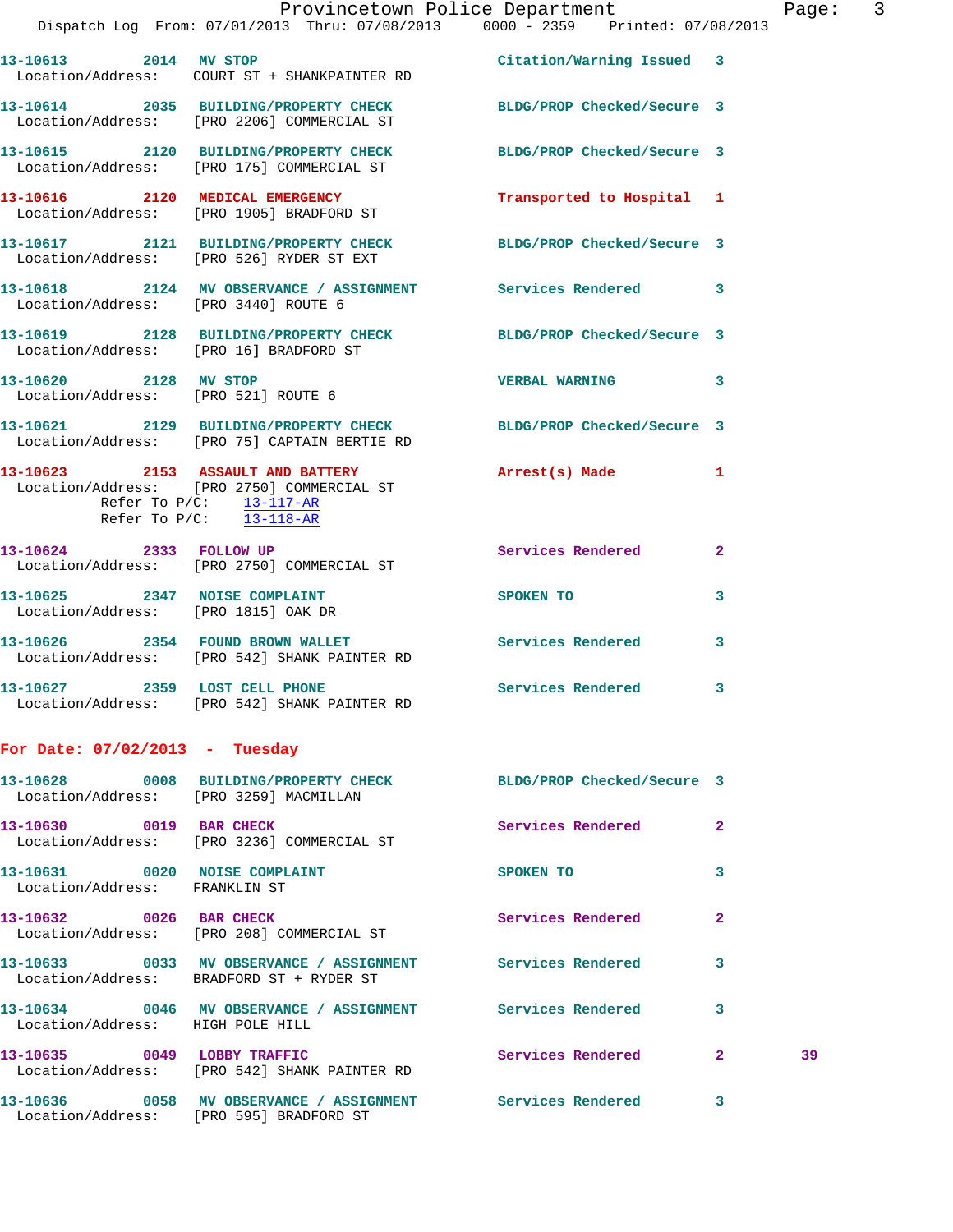13-10613 2014 MV STOP Citation/Warning Issued 3
Location/Address: COURT ST + SHANKPAINTER RD

13-10614 2035 BUILDING/PROPERTY CHECK BLDG/PROP Checked/Secure 3
Location/Address: [PRO 2206] COMMERCIAL ST

13-10615 2120 BUILDING/PROPERTY CHECK BLDG/PROP Checked/Secure 3
Location/Address: [PRO 175] COMMERCIAL ST

13-10616 2120 MEDICAL EMERGENCY Transported to Hospital 1
Location/Address: [PRO 1905] BRADFORD ST

13-10617 2121 BUILDING/PROPERTY CHECK BLDG/PROP Checked/Secure 3
Location/Address: [PRO 526] RYDER ST EXT

13-10618 2124 MV OBSERVANCE / ASSIGNMENT Services Rendered 3
Location/Address: [PRO 3440] ROUTE 6

13-10619 2128 BUILDING/PROPERTY CHECK BLDG/PROP Checked/Secure 3
Location/Address: [PRO 16] BRADFORD ST

13-10620 2128 MV STOP VERBAL WARNING 3
Location/Address: [PRO 521] ROUTE 6

13-10621 2129 BUILDING/PROPERTY CHECK BLDG/PROP Checked/Secure 3
Location/Address: [PRO 75] CAPTAIN BERTIE RD

13-10623 2153 ASSAULT AND BATTERY Arrest(s) Made 1
Location/Address: [PRO 2750] COMMERCIAL ST
Refer To P/C: 13-117-AR
Refer To P/C: 13-118-AR

13-10624 2333 FOLLOW UP Services Rendered 2
Location/Address: [PRO 2750] COMMERCIAL ST

13-10625 2347 NOISE COMPLAINT SPOKEN TO 3
Location/Address: [PRO 1815] OAK DR

13-10626 2354 FOUND BROWN WALLET Services Rendered 3
Location/Address: [PRO 542] SHANK PAINTER RD

13-10627 2359 LOST CELL PHONE Services Rendered 3
Location/Address: [PRO 542] SHANK PAINTER RD

## For Date: 07/02/2013 - Tuesday

13-10628 0008 BUILDING/PROPERTY CHECK BLDG/PROP Checked/Secure 3
Location/Address: [PRO 3259] MACMILLAN

13-10630 0019 BAR CHECK Services Rendered 2
Location/Address: [PRO 3236] COMMERCIAL ST

13-10631 0020 NOISE COMPLAINT SPOKEN TO 3
Location/Address: FRANKLIN ST

13-10632 0026 BAR CHECK Services Rendered 2
Location/Address: [PRO 208] COMMERCIAL ST

13-10633 0033 MV OBSERVANCE / ASSIGNMENT Services Rendered 3
Location/Address: BRADFORD ST + RYDER ST

13-10634 0046 MV OBSERVANCE / ASSIGNMENT Services Rendered 3
Location/Address: HIGH POLE HILL

13-10635 0049 LOBBY TRAFFIC Services Rendered 2 39
Location/Address: [PRO 542] SHANK PAINTER RD

13-10636 0058 MV OBSERVANCE / ASSIGNMENT Services Rendered 3
Location/Address: [PRO 595] BRADFORD ST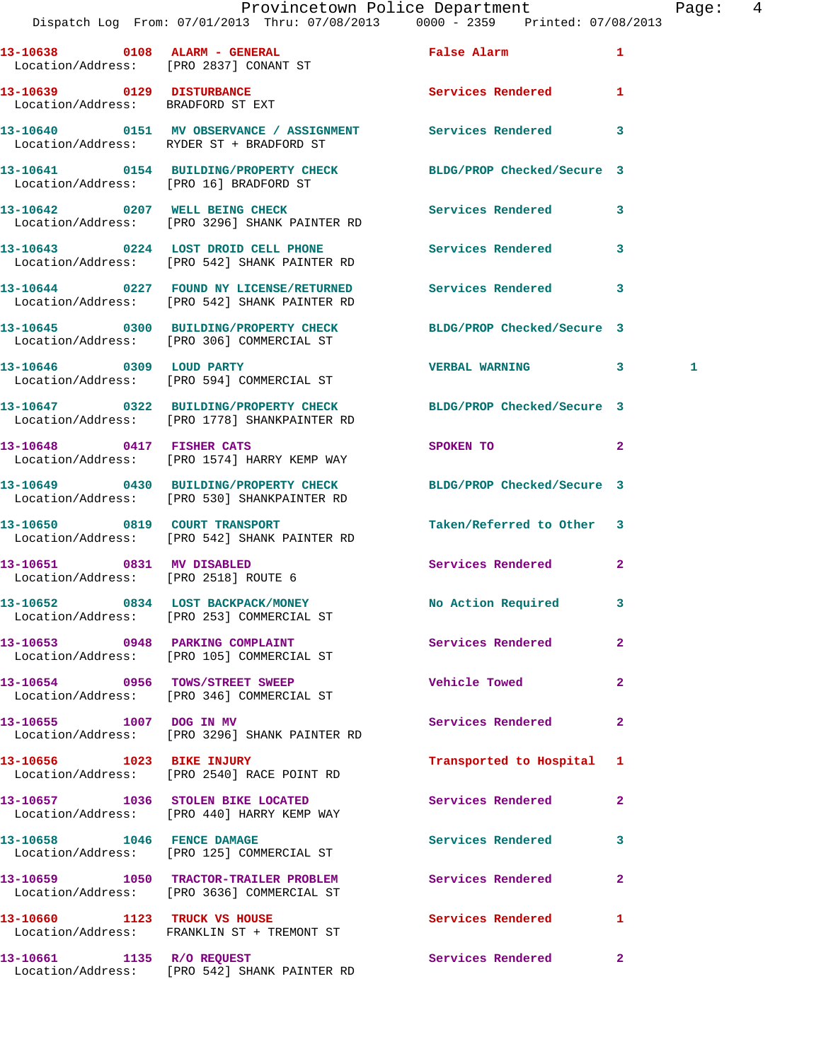| Call Number | Time | Call Reason | Action | Priority | |
|---|---|---|---|---|---|
| 13-10638 | 0108 | ALARM - GENERAL | False Alarm | 1 | |
| Location/Address: | | [PRO 2837] CONANT ST | | | |
| 13-10639 | 0129 | DISTURBANCE | Services Rendered | 1 | |
| Location/Address: | | BRADFORD ST EXT | | | |
| 13-10640 | 0151 | MV OBSERVANCE / ASSIGNMENT | Services Rendered | 3 | |
| Location/Address: | | RYDER ST + BRADFORD ST | | | |
| 13-10641 | 0154 | BUILDING/PROPERTY CHECK | BLDG/PROP Checked/Secure | 3 | |
| Location/Address: | | [PRO 16] BRADFORD ST | | | |
| 13-10642 | 0207 | WELL BEING CHECK | Services Rendered | 3 | |
| Location/Address: | | [PRO 3296] SHANK PAINTER RD | | | |
| 13-10643 | 0224 | LOST DROID CELL PHONE | Services Rendered | 3 | |
| Location/Address: | | [PRO 542] SHANK PAINTER RD | | | |
| 13-10644 | 0227 | FOUND NY LICENSE/RETURNED | Services Rendered | 3 | |
| Location/Address: | | [PRO 542] SHANK PAINTER RD | | | |
| 13-10645 | 0300 | BUILDING/PROPERTY CHECK | BLDG/PROP Checked/Secure | 3 | |
| Location/Address: | | [PRO 306] COMMERCIAL ST | | | |
| 13-10646 | 0309 | LOUD PARTY | VERBAL WARNING | 3 | 1 |
| Location/Address: | | [PRO 594] COMMERCIAL ST | | | |
| 13-10647 | 0322 | BUILDING/PROPERTY CHECK | BLDG/PROP Checked/Secure | 3 | |
| Location/Address: | | [PRO 1778] SHANKPAINTER RD | | | |
| 13-10648 | 0417 | FISHER CATS | SPOKEN TO | 2 | |
| Location/Address: | | [PRO 1574] HARRY KEMP WAY | | | |
| 13-10649 | 0430 | BUILDING/PROPERTY CHECK | BLDG/PROP Checked/Secure | 3 | |
| Location/Address: | | [PRO 530] SHANKPAINTER RD | | | |
| 13-10650 | 0819 | COURT TRANSPORT | Taken/Referred to Other | 3 | |
| Location/Address: | | [PRO 542] SHANK PAINTER RD | | | |
| 13-10651 | 0831 | MV DISABLED | Services Rendered | 2 | |
| Location/Address: | | [PRO 2518] ROUTE 6 | | | |
| 13-10652 | 0834 | LOST BACKPACK/MONEY | No Action Required | 3 | |
| Location/Address: | | [PRO 253] COMMERCIAL ST | | | |
| 13-10653 | 0948 | PARKING COMPLAINT | Services Rendered | 2 | |
| Location/Address: | | [PRO 105] COMMERCIAL ST | | | |
| 13-10654 | 0956 | TOWS/STREET SWEEP | Vehicle Towed | 2 | |
| Location/Address: | | [PRO 346] COMMERCIAL ST | | | |
| 13-10655 | 1007 | DOG IN MV | Services Rendered | 2 | |
| Location/Address: | | [PRO 3296] SHANK PAINTER RD | | | |
| 13-10656 | 1023 | BIKE INJURY | Transported to Hospital | 1 | |
| Location/Address: | | [PRO 2540] RACE POINT RD | | | |
| 13-10657 | 1036 | STOLEN BIKE LOCATED | Services Rendered | 2 | |
| Location/Address: | | [PRO 440] HARRY KEMP WAY | | | |
| 13-10658 | 1046 | FENCE DAMAGE | Services Rendered | 3 | |
| Location/Address: | | [PRO 125] COMMERCIAL ST | | | |
| 13-10659 | 1050 | TRACTOR-TRAILER PROBLEM | Services Rendered | 2 | |
| Location/Address: | | [PRO 3636] COMMERCIAL ST | | | |
| 13-10660 | 1123 | TRUCK VS HOUSE | Services Rendered | 1 | |
| Location/Address: | | FRANKLIN ST + TREMONT ST | | | |
| 13-10661 | 1135 | R/O REQUEST | Services Rendered | 2 | |
| Location/Address: | | [PRO 542] SHANK PAINTER RD | | | |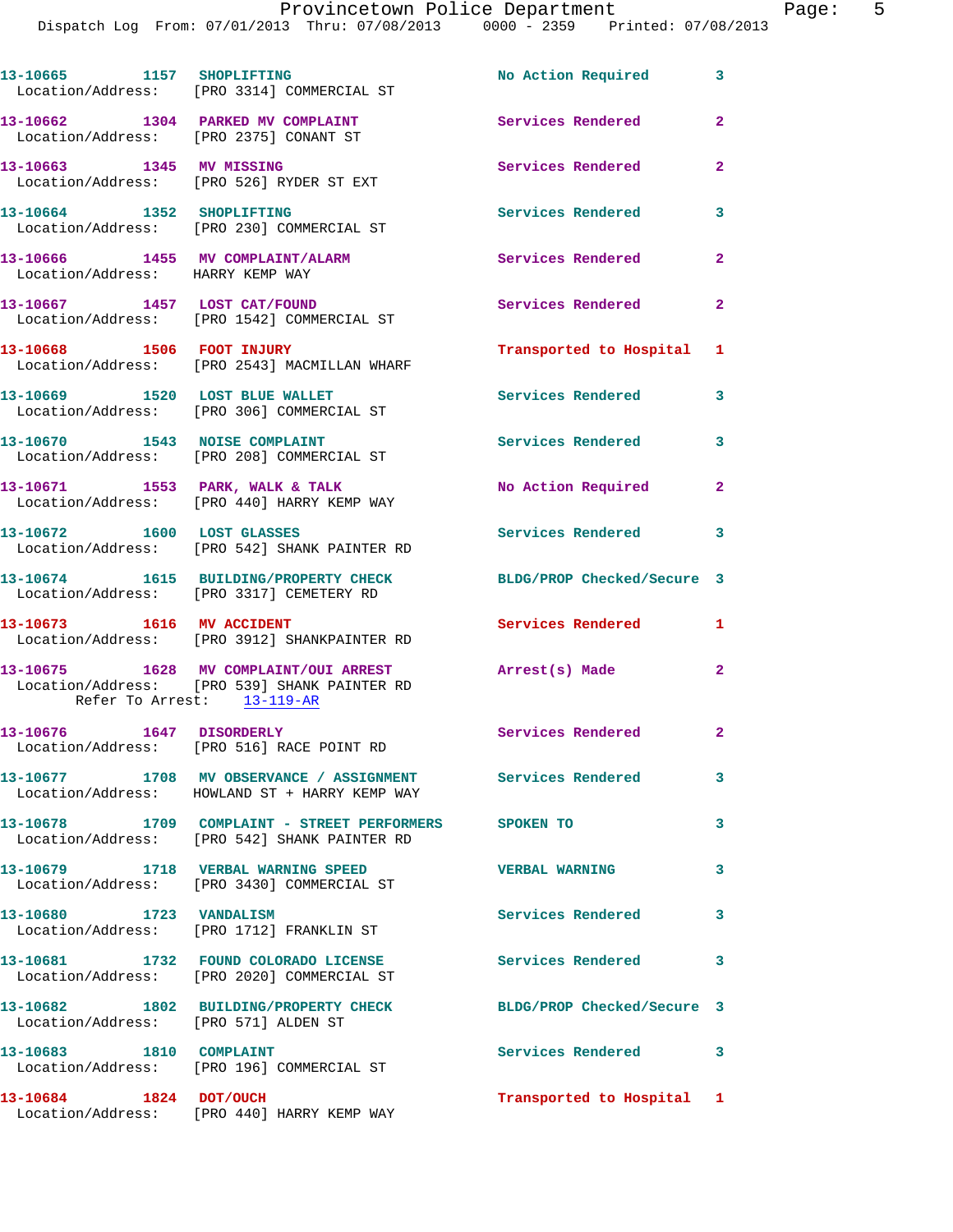13-10665 1157 SHOPLIFTING No Action Required 3
Location/Address: [PRO 3314] COMMERCIAL ST

13-10662 1304 PARKED MV COMPLAINT Services Rendered 2
Location/Address: [PRO 2375] CONANT ST

13-10663 1345 MV MISSING Services Rendered 2
Location/Address: [PRO 526] RYDER ST EXT

13-10664 1352 SHOPLIFTING Services Rendered 3
Location/Address: [PRO 230] COMMERCIAL ST

13-10666 1455 MV COMPLAINT/ALARM Services Rendered 2
Location/Address: HARRY KEMP WAY

13-10667 1457 LOST CAT/FOUND Services Rendered 2
Location/Address: [PRO 1542] COMMERCIAL ST

13-10668 1506 FOOT INJURY Transported to Hospital 1
Location/Address: [PRO 2543] MACMILLAN WHARF

13-10669 1520 LOST BLUE WALLET Services Rendered 3
Location/Address: [PRO 306] COMMERCIAL ST

13-10670 1543 NOISE COMPLAINT Services Rendered 3
Location/Address: [PRO 208] COMMERCIAL ST

13-10671 1553 PARK, WALK & TALK No Action Required 2
Location/Address: [PRO 440] HARRY KEMP WAY

13-10672 1600 LOST GLASSES Services Rendered 3
Location/Address: [PRO 542] SHANK PAINTER RD

13-10674 1615 BUILDING/PROPERTY CHECK BLDG/PROP Checked/Secure 3
Location/Address: [PRO 3317] CEMETERY RD

13-10673 1616 MV ACCIDENT Services Rendered 1
Location/Address: [PRO 3912] SHANKPAINTER RD

13-10675 1628 MV COMPLAINT/OUI ARREST Arrest(s) Made 2
Location/Address: [PRO 539] SHANK PAINTER RD
Refer To Arrest: 13-119-AR

13-10676 1647 DISORDERLY Services Rendered 2
Location/Address: [PRO 516] RACE POINT RD

13-10677 1708 MV OBSERVANCE / ASSIGNMENT Services Rendered 3
Location/Address: HOWLAND ST + HARRY KEMP WAY

13-10678 1709 COMPLAINT - STREET PERFORMERS SPOKEN TO 3
Location/Address: [PRO 542] SHANK PAINTER RD

13-10679 1718 VERBAL WARNING SPEED VERBAL WARNING 3
Location/Address: [PRO 3430] COMMERCIAL ST

13-10680 1723 VANDALISM Services Rendered 3
Location/Address: [PRO 1712] FRANKLIN ST

13-10681 1732 FOUND COLORADO LICENSE Services Rendered 3
Location/Address: [PRO 2020] COMMERCIAL ST

13-10682 1802 BUILDING/PROPERTY CHECK BLDG/PROP Checked/Secure 3
Location/Address: [PRO 571] ALDEN ST

13-10683 1810 COMPLAINT Services Rendered 3
Location/Address: [PRO 196] COMMERCIAL ST

13-10684 1824 DOT/OUCH Transported to Hospital 1
Location/Address: [PRO 440] HARRY KEMP WAY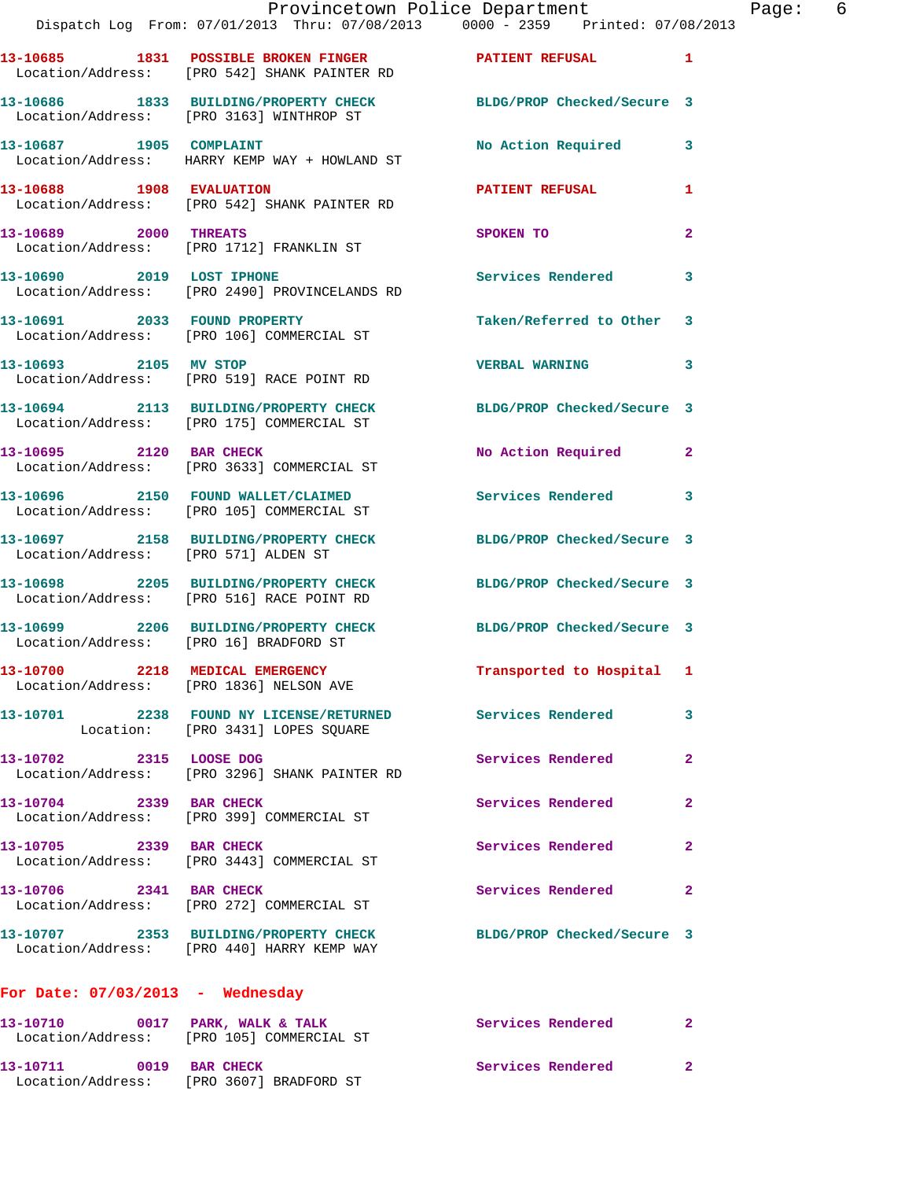13-10685 1831 POSSIBLE BROKEN FINGER PATIENT REFUSAL 1
Location/Address: [PRO 542] SHANK PAINTER RD

13-10686 1833 BUILDING/PROPERTY CHECK BLDG/PROP Checked/Secure 3
Location/Address: [PRO 3163] WINTHROP ST

13-10687 1905 COMPLAINT No Action Required 3
Location/Address: HARRY KEMP WAY + HOWLAND ST

13-10688 1908 EVALUATION PATIENT REFUSAL 1
Location/Address: [PRO 542] SHANK PAINTER RD

13-10689 2000 THREATS SPOKEN TO 2
Location/Address: [PRO 1712] FRANKLIN ST

13-10690 2019 LOST IPHONE Services Rendered 3
Location/Address: [PRO 2490] PROVINCELANDS RD

13-10691 2033 FOUND PROPERTY Taken/Referred to Other 3
Location/Address: [PRO 106] COMMERCIAL ST

13-10693 2105 MV STOP VERBAL WARNING 3
Location/Address: [PRO 519] RACE POINT RD

13-10694 2113 BUILDING/PROPERTY CHECK BLDG/PROP Checked/Secure 3
Location/Address: [PRO 175] COMMERCIAL ST

13-10695 2120 BAR CHECK No Action Required 2
Location/Address: [PRO 3633] COMMERCIAL ST

13-10696 2150 FOUND WALLET/CLAIMED Services Rendered 3
Location/Address: [PRO 105] COMMERCIAL ST

13-10697 2158 BUILDING/PROPERTY CHECK BLDG/PROP Checked/Secure 3
Location/Address: [PRO 571] ALDEN ST

13-10698 2205 BUILDING/PROPERTY CHECK BLDG/PROP Checked/Secure 3
Location/Address: [PRO 516] RACE POINT RD

13-10699 2206 BUILDING/PROPERTY CHECK BLDG/PROP Checked/Secure 3
Location/Address: [PRO 16] BRADFORD ST

13-10700 2218 MEDICAL EMERGENCY Transported to Hospital 1
Location/Address: [PRO 1836] NELSON AVE

13-10701 2238 FOUND NY LICENSE/RETURNED Services Rendered 3
Location: [PRO 3431] LOPES SQUARE

13-10702 2315 LOOSE DOG Services Rendered 2
Location/Address: [PRO 3296] SHANK PAINTER RD

13-10704 2339 BAR CHECK Services Rendered 2
Location/Address: [PRO 399] COMMERCIAL ST

13-10705 2339 BAR CHECK Services Rendered 2
Location/Address: [PRO 3443] COMMERCIAL ST

13-10706 2341 BAR CHECK Services Rendered 2
Location/Address: [PRO 272] COMMERCIAL ST

13-10707 2353 BUILDING/PROPERTY CHECK BLDG/PROP Checked/Secure 3
Location/Address: [PRO 440] HARRY KEMP WAY

**For Date: 07/03/2013 - Wednesday**

13-10710 0017 PARK, WALK & TALK Services Rendered 2
Location/Address: [PRO 105] COMMERCIAL ST

13-10711 0019 BAR CHECK Services Rendered 2
Location/Address: [PRO 3607] BRADFORD ST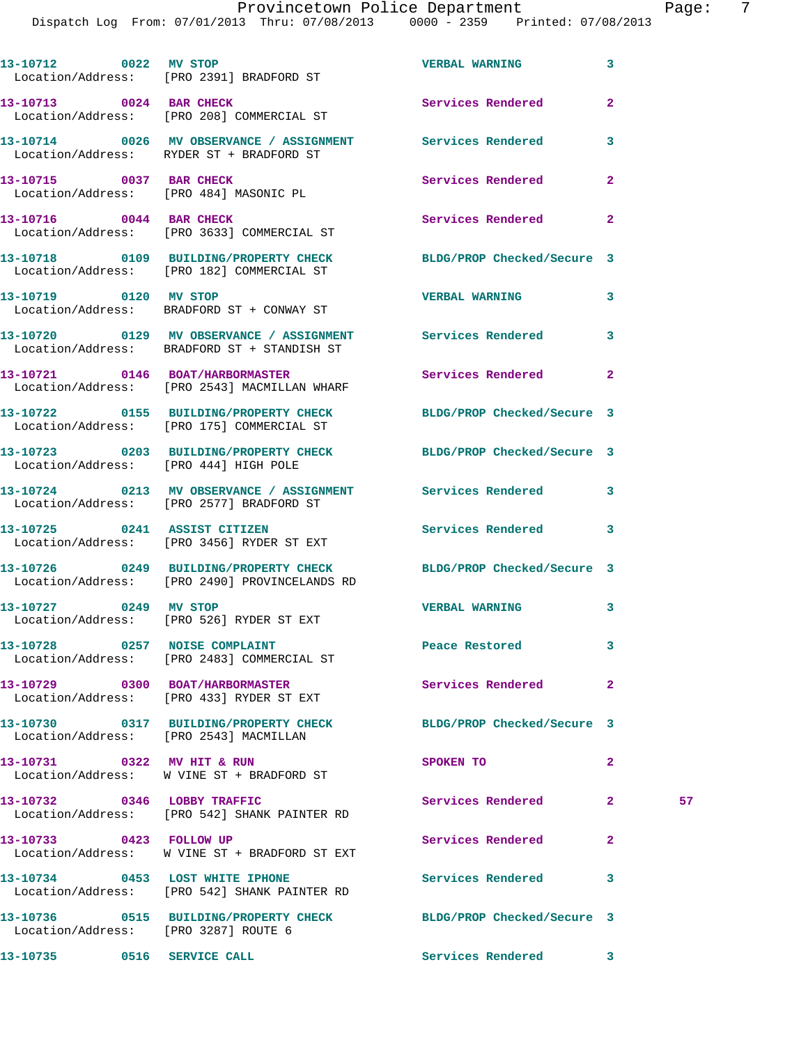| | | | | | |
|---|---|---|---|---|---|
| 13-10712 | 0022 | MV STOP | VERBAL WARNING | 3 | |
| Location/Address: | | [PRO 2391] BRADFORD ST | | | |
| 13-10713 | 0024 | BAR CHECK | Services Rendered | 2 | |
| Location/Address: | | [PRO 208] COMMERCIAL ST | | | |
| 13-10714 | 0026 | MV OBSERVANCE / ASSIGNMENT | Services Rendered | 3 | |
| Location/Address: | | RYDER ST + BRADFORD ST | | | |
| 13-10715 | 0037 | BAR CHECK | Services Rendered | 2 | |
| Location/Address: | | [PRO 484] MASONIC PL | | | |
| 13-10716 | 0044 | BAR CHECK | Services Rendered | 2 | |
| Location/Address: | | [PRO 3633] COMMERCIAL ST | | | |
| 13-10718 | 0109 | BUILDING/PROPERTY CHECK | BLDG/PROP Checked/Secure | 3 | |
| Location/Address: | | [PRO 182] COMMERCIAL ST | | | |
| 13-10719 | 0120 | MV STOP | VERBAL WARNING | 3 | |
| Location/Address: | | BRADFORD ST + CONWAY ST | | | |
| 13-10720 | 0129 | MV OBSERVANCE / ASSIGNMENT | Services Rendered | 3 | |
| Location/Address: | | BRADFORD ST + STANDISH ST | | | |
| 13-10721 | 0146 | BOAT/HARBORMASTER | Services Rendered | 2 | |
| Location/Address: | | [PRO 2543] MACMILLAN WHARF | | | |
| 13-10722 | 0155 | BUILDING/PROPERTY CHECK | BLDG/PROP Checked/Secure | 3 | |
| Location/Address: | | [PRO 175] COMMERCIAL ST | | | |
| 13-10723 | 0203 | BUILDING/PROPERTY CHECK | BLDG/PROP Checked/Secure | 3 | |
| Location/Address: | | [PRO 444] HIGH POLE | | | |
| 13-10724 | 0213 | MV OBSERVANCE / ASSIGNMENT | Services Rendered | 3 | |
| Location/Address: | | [PRO 2577] BRADFORD ST | | | |
| 13-10725 | 0241 | ASSIST CITIZEN | Services Rendered | 3 | |
| Location/Address: | | [PRO 3456] RYDER ST EXT | | | |
| 13-10726 | 0249 | BUILDING/PROPERTY CHECK | BLDG/PROP Checked/Secure | 3 | |
| Location/Address: | | [PRO 2490] PROVINCELANDS RD | | | |
| 13-10727 | 0249 | MV STOP | VERBAL WARNING | 3 | |
| Location/Address: | | [PRO 526] RYDER ST EXT | | | |
| 13-10728 | 0257 | NOISE COMPLAINT | Peace Restored | 3 | |
| Location/Address: | | [PRO 2483] COMMERCIAL ST | | | |
| 13-10729 | 0300 | BOAT/HARBORMASTER | Services Rendered | 2 | |
| Location/Address: | | [PRO 433] RYDER ST EXT | | | |
| 13-10730 | 0317 | BUILDING/PROPERTY CHECK | BLDG/PROP Checked/Secure | 3 | |
| Location/Address: | | [PRO 2543] MACMILLAN | | | |
| 13-10731 | 0322 | MV HIT & RUN | SPOKEN TO | 2 | |
| Location/Address: | | W VINE ST + BRADFORD ST | | | |
| 13-10732 | 0346 | LOBBY TRAFFIC | Services Rendered | 2 | 57 |
| Location/Address: | | [PRO 542] SHANK PAINTER RD | | | |
| 13-10733 | 0423 | FOLLOW UP | Services Rendered | 2 | |
| Location/Address: | | W VINE ST + BRADFORD ST EXT | | | |
| 13-10734 | 0453 | LOST WHITE IPHONE | Services Rendered | 3 | |
| Location/Address: | | [PRO 542] SHANK PAINTER RD | | | |
| 13-10736 | 0515 | BUILDING/PROPERTY CHECK | BLDG/PROP Checked/Secure | 3 | |
| Location/Address: | | [PRO 3287] ROUTE 6 | | | |
| 13-10735 | 0516 | SERVICE CALL | Services Rendered | 3 | |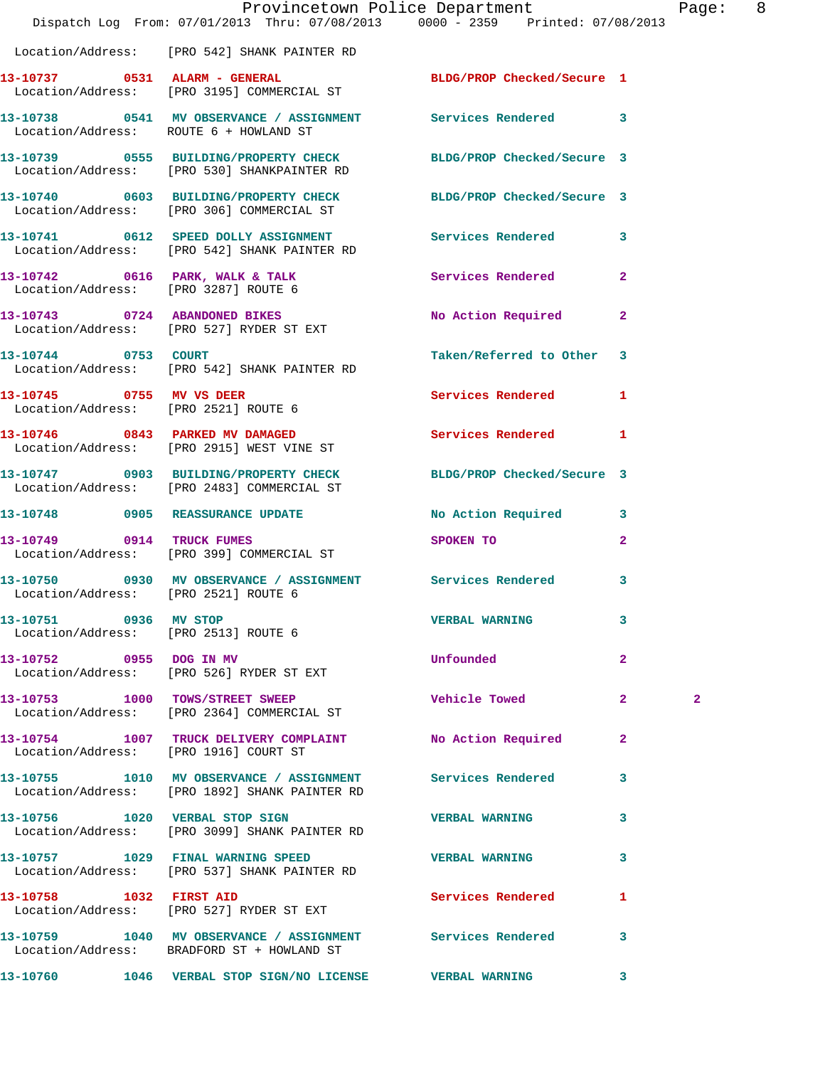Location/Address: [PRO 542] SHANK PAINTER RD

| Call Number | Time | Call Reason | Action | Priority | |
|---|---|---|---|---|---|
| 13-10737 | 0531 | ALARM - GENERAL | BLDG/PROP Checked/Secure | 1 | |
| | | Location/Address: [PRO 3195] COMMERCIAL ST | | | |
| 13-10738 | 0541 | MV OBSERVANCE / ASSIGNMENT | Services Rendered | 3 | |
| | | Location/Address: ROUTE 6 + HOWLAND ST | | | |
| 13-10739 | 0555 | BUILDING/PROPERTY CHECK | BLDG/PROP Checked/Secure | 3 | |
| | | Location/Address: [PRO 530] SHANKPAINTER RD | | | |
| 13-10740 | 0603 | BUILDING/PROPERTY CHECK | BLDG/PROP Checked/Secure | 3 | |
| | | Location/Address: [PRO 306] COMMERCIAL ST | | | |
| 13-10741 | 0612 | SPEED DOLLY ASSIGNMENT | Services Rendered | 3 | |
| | | Location/Address: [PRO 542] SHANK PAINTER RD | | | |
| 13-10742 | 0616 | PARK, WALK & TALK | Services Rendered | 2 | |
| | | Location/Address: [PRO 3287] ROUTE 6 | | | |
| 13-10743 | 0724 | ABANDONED BIKES | No Action Required | 2 | |
| | | Location/Address: [PRO 527] RYDER ST EXT | | | |
| 13-10744 | 0753 | COURT | Taken/Referred to Other | 3 | |
| | | Location/Address: [PRO 542] SHANK PAINTER RD | | | |
| 13-10745 | 0755 | MV VS DEER | Services Rendered | 1 | |
| | | Location/Address: [PRO 2521] ROUTE 6 | | | |
| 13-10746 | 0843 | PARKED MV DAMAGED | Services Rendered | 1 | |
| | | Location/Address: [PRO 2915] WEST VINE ST | | | |
| 13-10747 | 0903 | BUILDING/PROPERTY CHECK | BLDG/PROP Checked/Secure | 3 | |
| | | Location/Address: [PRO 2483] COMMERCIAL ST | | | |
| 13-10748 | 0905 | REASSURANCE UPDATE | No Action Required | 3 | |
| 13-10749 | 0914 | TRUCK FUMES | SPOKEN TO | 2 | |
| | | Location/Address: [PRO 399] COMMERCIAL ST | | | |
| 13-10750 | 0930 | MV OBSERVANCE / ASSIGNMENT | Services Rendered | 3 | |
| | | Location/Address: [PRO 2521] ROUTE 6 | | | |
| 13-10751 | 0936 | MV STOP | VERBAL WARNING | 3 | |
| | | Location/Address: [PRO 2513] ROUTE 6 | | | |
| 13-10752 | 0955 | DOG IN MV | Unfounded | 2 | |
| | | Location/Address: [PRO 526] RYDER ST EXT | | | |
| 13-10753 | 1000 | TOWS/STREET SWEEP | Vehicle Towed | 2 | 2 |
| | | Location/Address: [PRO 2364] COMMERCIAL ST | | | |
| 13-10754 | 1007 | TRUCK DELIVERY COMPLAINT | No Action Required | 2 | |
| | | Location/Address: [PRO 1916] COURT ST | | | |
| 13-10755 | 1010 | MV OBSERVANCE / ASSIGNMENT | Services Rendered | 3 | |
| | | Location/Address: [PRO 1892] SHANK PAINTER RD | | | |
| 13-10756 | 1020 | VERBAL STOP SIGN | VERBAL WARNING | 3 | |
| | | Location/Address: [PRO 3099] SHANK PAINTER RD | | | |
| 13-10757 | 1029 | FINAL WARNING SPEED | VERBAL WARNING | 3 | |
| | | Location/Address: [PRO 537] SHANK PAINTER RD | | | |
| 13-10758 | 1032 | FIRST AID | Services Rendered | 1 | |
| | | Location/Address: [PRO 527] RYDER ST EXT | | | |
| 13-10759 | 1040 | MV OBSERVANCE / ASSIGNMENT | Services Rendered | 3 | |
| | | Location/Address: BRADFORD ST + HOWLAND ST | | | |
| 13-10760 | 1046 | VERBAL STOP SIGN/NO LICENSE | VERBAL WARNING | 3 | |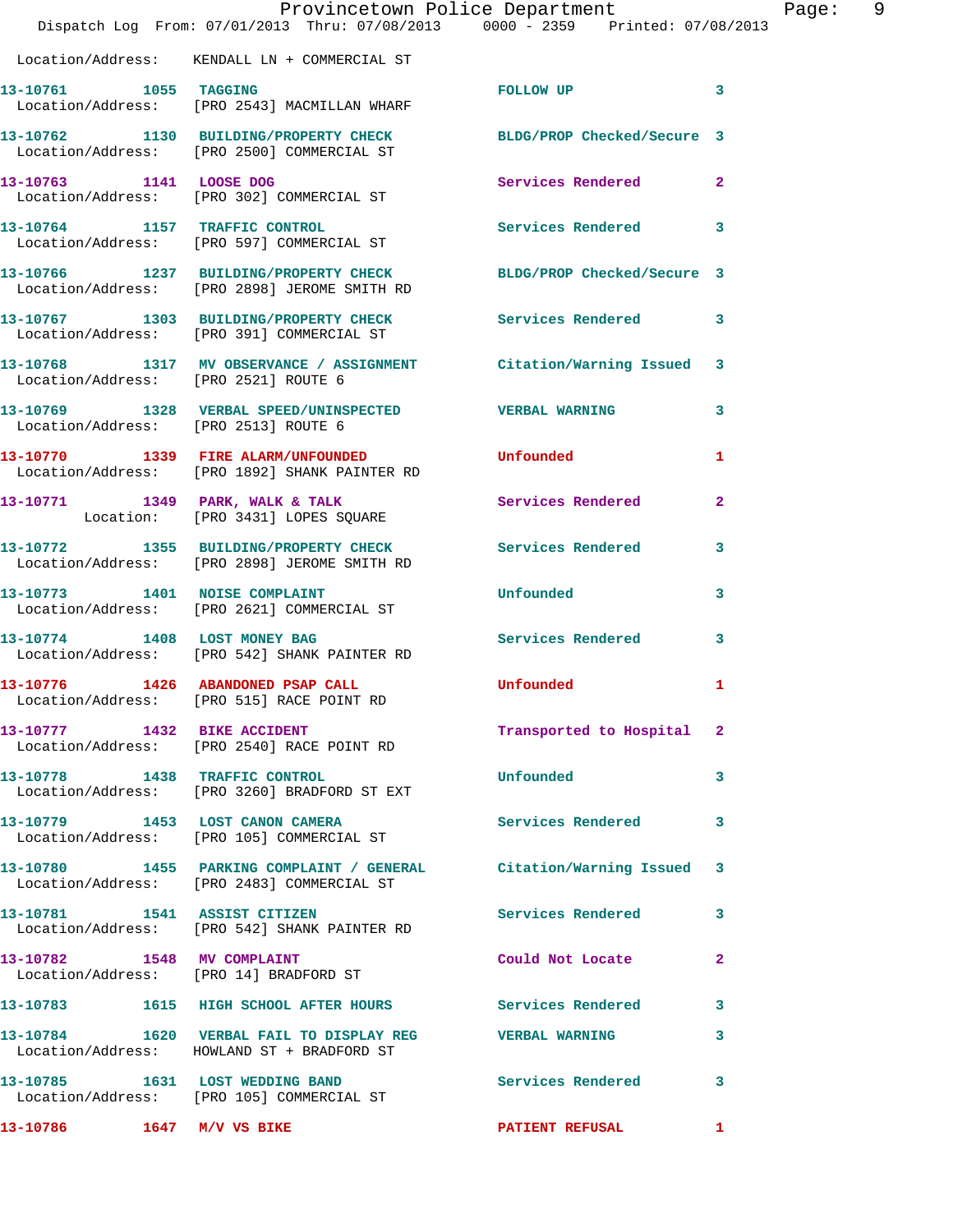Location/Address: KENDALL LN + COMMERCIAL ST

| Call # | Time | Call Reason | Action | Priority |
|---|---|---|---|---|
| 13-10761 | 1055 | TAGGING | FOLLOW UP | 3 |
| | | Location/Address: [PRO 2543] MACMILLAN WHARF | | |
| 13-10762 | 1130 | BUILDING/PROPERTY CHECK | BLDG/PROP Checked/Secure | 3 |
| | | Location/Address: [PRO 2500] COMMERCIAL ST | | |
| 13-10763 | 1141 | LOOSE DOG | Services Rendered | 2 |
| | | Location/Address: [PRO 302] COMMERCIAL ST | | |
| 13-10764 | 1157 | TRAFFIC CONTROL | Services Rendered | 3 |
| | | Location/Address: [PRO 597] COMMERCIAL ST | | |
| 13-10766 | 1237 | BUILDING/PROPERTY CHECK | BLDG/PROP Checked/Secure | 3 |
| | | Location/Address: [PRO 2898] JEROME SMITH RD | | |
| 13-10767 | 1303 | BUILDING/PROPERTY CHECK | Services Rendered | 3 |
| | | Location/Address: [PRO 391] COMMERCIAL ST | | |
| 13-10768 | 1317 | MV OBSERVANCE / ASSIGNMENT | Citation/Warning Issued | 3 |
| | | Location/Address: [PRO 2521] ROUTE 6 | | |
| 13-10769 | 1328 | VERBAL SPEED/UNINSPECTED | VERBAL WARNING | 3 |
| | | Location/Address: [PRO 2513] ROUTE 6 | | |
| 13-10770 | 1339 | FIRE ALARM/UNFOUNDED | Unfounded | 1 |
| | | Location/Address: [PRO 1892] SHANK PAINTER RD | | |
| 13-10771 | 1349 | PARK, WALK & TALK | Services Rendered | 2 |
| | | Location: [PRO 3431] LOPES SQUARE | | |
| 13-10772 | 1355 | BUILDING/PROPERTY CHECK | Services Rendered | 3 |
| | | Location/Address: [PRO 2898] JEROME SMITH RD | | |
| 13-10773 | 1401 | NOISE COMPLAINT | Unfounded | 3 |
| | | Location/Address: [PRO 2621] COMMERCIAL ST | | |
| 13-10774 | 1408 | LOST MONEY BAG | Services Rendered | 3 |
| | | Location/Address: [PRO 542] SHANK PAINTER RD | | |
| 13-10776 | 1426 | ABANDONED PSAP CALL | Unfounded | 1 |
| | | Location/Address: [PRO 515] RACE POINT RD | | |
| 13-10777 | 1432 | BIKE ACCIDENT | Transported to Hospital | 2 |
| | | Location/Address: [PRO 2540] RACE POINT RD | | |
| 13-10778 | 1438 | TRAFFIC CONTROL | Unfounded | 3 |
| | | Location/Address: [PRO 3260] BRADFORD ST EXT | | |
| 13-10779 | 1453 | LOST CANON CAMERA | Services Rendered | 3 |
| | | Location/Address: [PRO 105] COMMERCIAL ST | | |
| 13-10780 | 1455 | PARKING COMPLAINT / GENERAL | Citation/Warning Issued | 3 |
| | | Location/Address: [PRO 2483] COMMERCIAL ST | | |
| 13-10781 | 1541 | ASSIST CITIZEN | Services Rendered | 3 |
| | | Location/Address: [PRO 542] SHANK PAINTER RD | | |
| 13-10782 | 1548 | MV COMPLAINT | Could Not Locate | 2 |
| | | Location/Address: [PRO 14] BRADFORD ST | | |
| 13-10783 | 1615 | HIGH SCHOOL AFTER HOURS | Services Rendered | 3 |
| 13-10784 | 1620 | VERBAL FAIL TO DISPLAY REG | VERBAL WARNING | 3 |
| | | Location/Address: HOWLAND ST + BRADFORD ST | | |
| 13-10785 | 1631 | LOST WEDDING BAND | Services Rendered | 3 |
| | | Location/Address: [PRO 105] COMMERCIAL ST | | |
| 13-10786 | 1647 | M/V VS BIKE | PATIENT REFUSAL | 1 |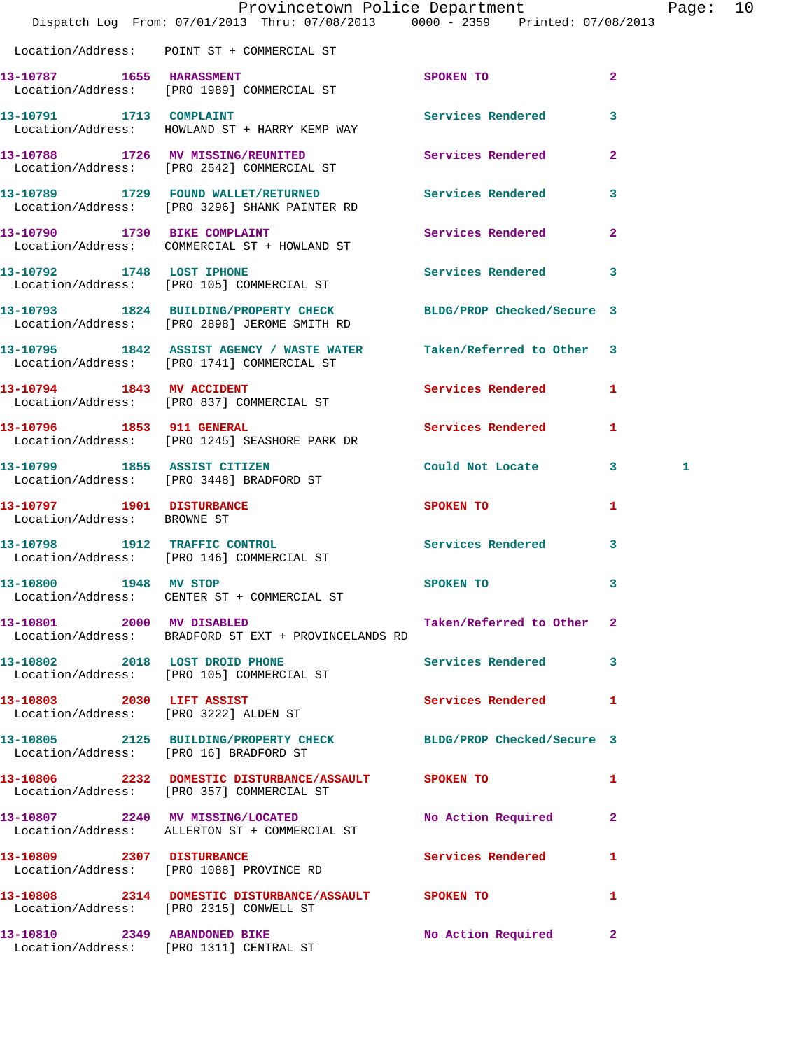Location/Address: POINT ST + COMMERCIAL ST

| Call Number | Time | Call Reason | Action | Priority | |
|---|---|---|---|---|---|
| 13-10787 | 1655 | HARASSMENT | SPOKEN TO | 2 | |
| | | Location/Address: [PRO 1989] COMMERCIAL ST | | | |
| 13-10791 | 1713 | COMPLAINT | Services Rendered | 3 | |
| | | Location/Address: HOWLAND ST + HARRY KEMP WAY | | | |
| 13-10788 | 1726 | MV MISSING/REUNITED | Services Rendered | 2 | |
| | | Location/Address: [PRO 2542] COMMERCIAL ST | | | |
| 13-10789 | 1729 | FOUND WALLET/RETURNED | Services Rendered | 3 | |
| | | Location/Address: [PRO 3296] SHANK PAINTER RD | | | |
| 13-10790 | 1730 | BIKE COMPLAINT | Services Rendered | 2 | |
| | | Location/Address: COMMERCIAL ST + HOWLAND ST | | | |
| 13-10792 | 1748 | LOST IPHONE | Services Rendered | 3 | |
| | | Location/Address: [PRO 105] COMMERCIAL ST | | | |
| 13-10793 | 1824 | BUILDING/PROPERTY CHECK | BLDG/PROP Checked/Secure | 3 | |
| | | Location/Address: [PRO 2898] JEROME SMITH RD | | | |
| 13-10795 | 1842 | ASSIST AGENCY / WASTE WATER | Taken/Referred to Other | 3 | |
| | | Location/Address: [PRO 1741] COMMERCIAL ST | | | |
| 13-10794 | 1843 | MV ACCIDENT | Services Rendered | 1 | |
| | | Location/Address: [PRO 837] COMMERCIAL ST | | | |
| 13-10796 | 1853 | 911 GENERAL | Services Rendered | 1 | |
| | | Location/Address: [PRO 1245] SEASHORE PARK DR | | | |
| 13-10799 | 1855 | ASSIST CITIZEN | Could Not Locate | 3 | 1 |
| | | Location/Address: [PRO 3448] BRADFORD ST | | | |
| 13-10797 | 1901 | DISTURBANCE | SPOKEN TO | 1 | |
| | | Location/Address: BROWNE ST | | | |
| 13-10798 | 1912 | TRAFFIC CONTROL | Services Rendered | 3 | |
| | | Location/Address: [PRO 146] COMMERCIAL ST | | | |
| 13-10800 | 1948 | MV STOP | SPOKEN TO | 3 | |
| | | Location/Address: CENTER ST + COMMERCIAL ST | | | |
| 13-10801 | 2000 | MV DISABLED | Taken/Referred to Other | 2 | |
| | | Location/Address: BRADFORD ST EXT + PROVINCELANDS RD | | | |
| 13-10802 | 2018 | LOST DROID PHONE | Services Rendered | 3 | |
| | | Location/Address: [PRO 105] COMMERCIAL ST | | | |
| 13-10803 | 2030 | LIFT ASSIST | Services Rendered | 1 | |
| | | Location/Address: [PRO 3222] ALDEN ST | | | |
| 13-10805 | 2125 | BUILDING/PROPERTY CHECK | BLDG/PROP Checked/Secure | 3 | |
| | | Location/Address: [PRO 16] BRADFORD ST | | | |
| 13-10806 | 2232 | DOMESTIC DISTURBANCE/ASSAULT | SPOKEN TO | 1 | |
| | | Location/Address: [PRO 357] COMMERCIAL ST | | | |
| 13-10807 | 2240 | MV MISSING/LOCATED | No Action Required | 2 | |
| | | Location/Address: ALLERTON ST + COMMERCIAL ST | | | |
| 13-10809 | 2307 | DISTURBANCE | Services Rendered | 1 | |
| | | Location/Address: [PRO 1088] PROVINCE RD | | | |
| 13-10808 | 2314 | DOMESTIC DISTURBANCE/ASSAULT | SPOKEN TO | 1 | |
| | | Location/Address: [PRO 2315] CONWELL ST | | | |
| 13-10810 | 2349 | ABANDONED BIKE | No Action Required | 2 | |
| | | Location/Address: [PRO 1311] CENTRAL ST | | | |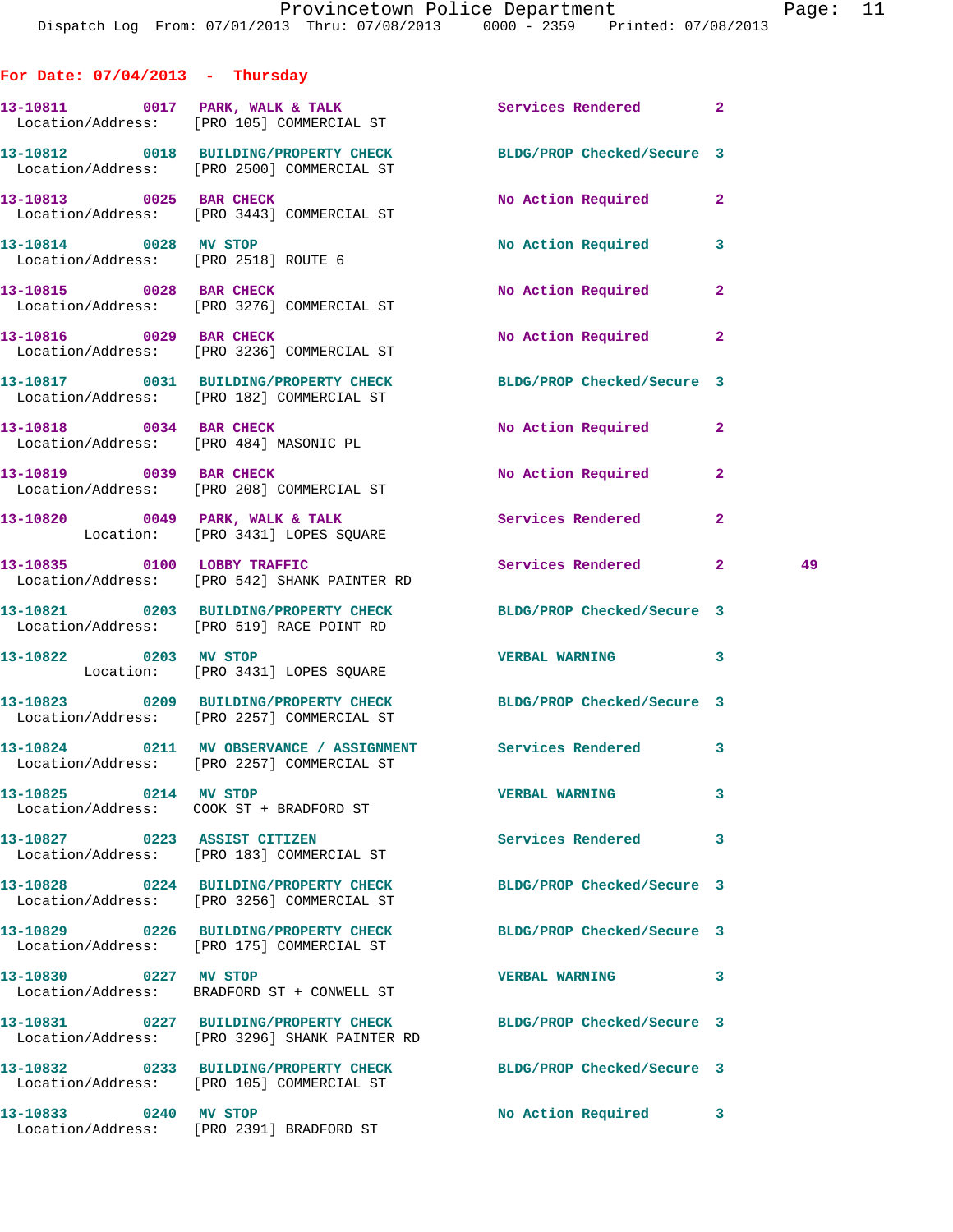## For Date: 07/04/2013 - Thursday

| Call # | Time | Call Reason | Action | Priority | |
|---|---|---|---|---|---|
| 13-10811 | 0017 | PARK, WALK & TALK | Services Rendered | 2 | |
| | | Location/Address: [PRO 105] COMMERCIAL ST | | | |
| 13-10812 | 0018 | BUILDING/PROPERTY CHECK | BLDG/PROP Checked/Secure | 3 | |
| | | Location/Address: [PRO 2500] COMMERCIAL ST | | | |
| 13-10813 | 0025 | BAR CHECK | No Action Required | 2 | |
| | | Location/Address: [PRO 3443] COMMERCIAL ST | | | |
| 13-10814 | 0028 | MV STOP | No Action Required | 3 | |
| | | Location/Address: [PRO 2518] ROUTE 6 | | | |
| 13-10815 | 0028 | BAR CHECK | No Action Required | 2 | |
| | | Location/Address: [PRO 3276] COMMERCIAL ST | | | |
| 13-10816 | 0029 | BAR CHECK | No Action Required | 2 | |
| | | Location/Address: [PRO 3236] COMMERCIAL ST | | | |
| 13-10817 | 0031 | BUILDING/PROPERTY CHECK | BLDG/PROP Checked/Secure | 3 | |
| | | Location/Address: [PRO 182] COMMERCIAL ST | | | |
| 13-10818 | 0034 | BAR CHECK | No Action Required | 2 | |
| | | Location/Address: [PRO 484] MASONIC PL | | | |
| 13-10819 | 0039 | BAR CHECK | No Action Required | 2 | |
| | | Location/Address: [PRO 208] COMMERCIAL ST | | | |
| 13-10820 | 0049 | PARK, WALK & TALK | Services Rendered | 2 | |
| | | Location: [PRO 3431] LOPES SQUARE | | | |
| 13-10835 | 0100 | LOBBY TRAFFIC | Services Rendered | 2 | 49 |
| | | Location/Address: [PRO 542] SHANK PAINTER RD | | | |
| 13-10821 | 0203 | BUILDING/PROPERTY CHECK | BLDG/PROP Checked/Secure | 3 | |
| | | Location/Address: [PRO 519] RACE POINT RD | | | |
| 13-10822 | 0203 | MV STOP | VERBAL WARNING | 3 | |
| | | Location: [PRO 3431] LOPES SQUARE | | | |
| 13-10823 | 0209 | BUILDING/PROPERTY CHECK | BLDG/PROP Checked/Secure | 3 | |
| | | Location/Address: [PRO 2257] COMMERCIAL ST | | | |
| 13-10824 | 0211 | MV OBSERVANCE / ASSIGNMENT | Services Rendered | 3 | |
| | | Location/Address: [PRO 2257] COMMERCIAL ST | | | |
| 13-10825 | 0214 | MV STOP | VERBAL WARNING | 3 | |
| | | Location/Address: COOK ST + BRADFORD ST | | | |
| 13-10827 | 0223 | ASSIST CITIZEN | Services Rendered | 3 | |
| | | Location/Address: [PRO 183] COMMERCIAL ST | | | |
| 13-10828 | 0224 | BUILDING/PROPERTY CHECK | BLDG/PROP Checked/Secure | 3 | |
| | | Location/Address: [PRO 3256] COMMERCIAL ST | | | |
| 13-10829 | 0226 | BUILDING/PROPERTY CHECK | BLDG/PROP Checked/Secure | 3 | |
| | | Location/Address: [PRO 175] COMMERCIAL ST | | | |
| 13-10830 | 0227 | MV STOP | VERBAL WARNING | 3 | |
| | | Location/Address: BRADFORD ST + CONWELL ST | | | |
| 13-10831 | 0227 | BUILDING/PROPERTY CHECK | BLDG/PROP Checked/Secure | 3 | |
| | | Location/Address: [PRO 3296] SHANK PAINTER RD | | | |
| 13-10832 | 0233 | BUILDING/PROPERTY CHECK | BLDG/PROP Checked/Secure | 3 | |
| | | Location/Address: [PRO 105] COMMERCIAL ST | | | |
| 13-10833 | 0240 | MV STOP | No Action Required | 3 | |
| | | Location/Address: [PRO 2391] BRADFORD ST | | | |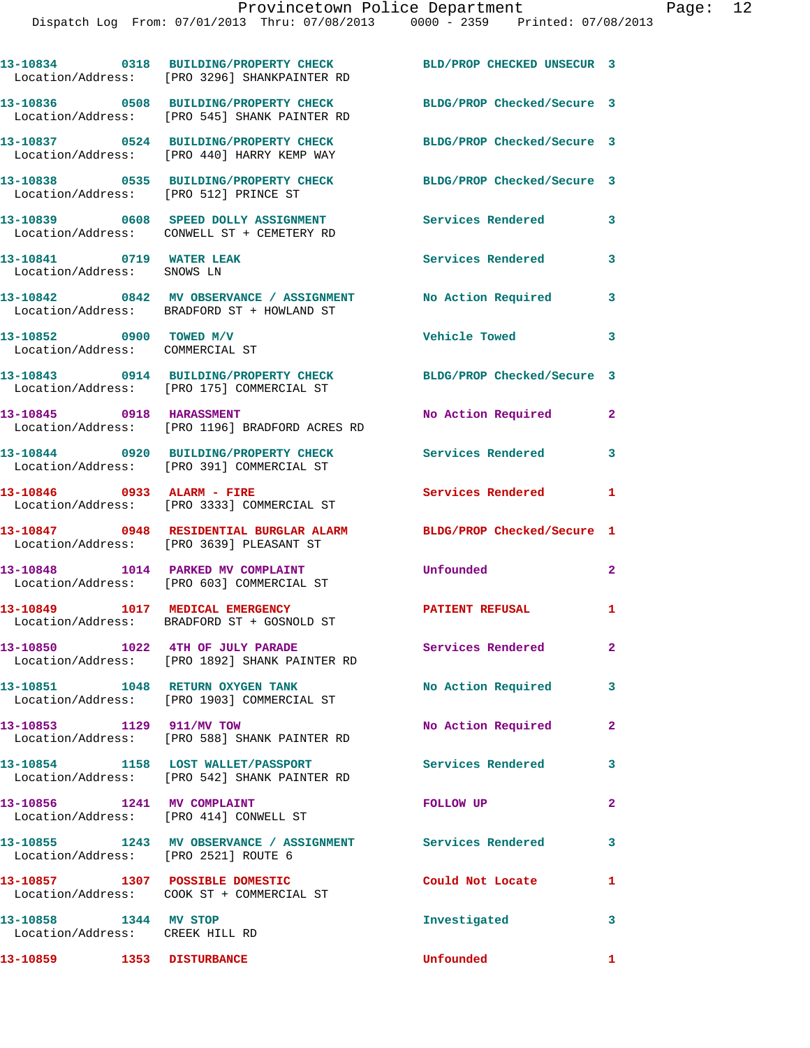| Call # | Time | Call Reason | Action | Priority |
|---|---|---|---|---|
| 13-10834 | 0318 | BUILDING/PROPERTY CHECK | BLD/PROP CHECKED UNSECUR | 3 |
| Location/Address: | | [PRO 3296] SHANKPAINTER RD | | |
| 13-10836 | 0508 | BUILDING/PROPERTY CHECK | BLDG/PROP Checked/Secure | 3 |
| Location/Address: | | [PRO 545] SHANK PAINTER RD | | |
| 13-10837 | 0524 | BUILDING/PROPERTY CHECK | BLDG/PROP Checked/Secure | 3 |
| Location/Address: | | [PRO 440] HARRY KEMP WAY | | |
| 13-10838 | 0535 | BUILDING/PROPERTY CHECK | BLDG/PROP Checked/Secure | 3 |
| Location/Address: | | [PRO 512] PRINCE ST | | |
| 13-10839 | 0608 | SPEED DOLLY ASSIGNMENT | Services Rendered | 3 |
| Location/Address: | | CONWELL ST + CEMETERY RD | | |
| 13-10841 | 0719 | WATER LEAK | Services Rendered | 3 |
| Location/Address: | | SNOWS LN | | |
| 13-10842 | 0842 | MV OBSERVANCE / ASSIGNMENT | No Action Required | 3 |
| Location/Address: | | BRADFORD ST + HOWLAND ST | | |
| 13-10852 | 0900 | TOWED M/V | Vehicle Towed | 3 |
| Location/Address: | | COMMERCIAL ST | | |
| 13-10843 | 0914 | BUILDING/PROPERTY CHECK | BLDG/PROP Checked/Secure | 3 |
| Location/Address: | | [PRO 175] COMMERCIAL ST | | |
| 13-10845 | 0918 | HARASSMENT | No Action Required | 2 |
| Location/Address: | | [PRO 1196] BRADFORD ACRES RD | | |
| 13-10844 | 0920 | BUILDING/PROPERTY CHECK | Services Rendered | 3 |
| Location/Address: | | [PRO 391] COMMERCIAL ST | | |
| 13-10846 | 0933 | ALARM - FIRE | Services Rendered | 1 |
| Location/Address: | | [PRO 3333] COMMERCIAL ST | | |
| 13-10847 | 0948 | RESIDENTIAL BURGLAR ALARM | BLDG/PROP Checked/Secure | 1 |
| Location/Address: | | [PRO 3639] PLEASANT ST | | |
| 13-10848 | 1014 | PARKED MV COMPLAINT | Unfounded | 2 |
| Location/Address: | | [PRO 603] COMMERCIAL ST | | |
| 13-10849 | 1017 | MEDICAL EMERGENCY | PATIENT REFUSAL | 1 |
| Location/Address: | | BRADFORD ST + GOSNOLD ST | | |
| 13-10850 | 1022 | 4TH OF JULY PARADE | Services Rendered | 2 |
| Location/Address: | | [PRO 1892] SHANK PAINTER RD | | |
| 13-10851 | 1048 | RETURN OXYGEN TANK | No Action Required | 3 |
| Location/Address: | | [PRO 1903] COMMERCIAL ST | | |
| 13-10853 | 1129 | 911/MV TOW | No Action Required | 2 |
| Location/Address: | | [PRO 588] SHANK PAINTER RD | | |
| 13-10854 | 1158 | LOST WALLET/PASSPORT | Services Rendered | 3 |
| Location/Address: | | [PRO 542] SHANK PAINTER RD | | |
| 13-10856 | 1241 | MV COMPLAINT | FOLLOW UP | 2 |
| Location/Address: | | [PRO 414] CONWELL ST | | |
| 13-10855 | 1243 | MV OBSERVANCE / ASSIGNMENT | Services Rendered | 3 |
| Location/Address: | | [PRO 2521] ROUTE 6 | | |
| 13-10857 | 1307 | POSSIBLE DOMESTIC | Could Not Locate | 1 |
| Location/Address: | | COOK ST + COMMERCIAL ST | | |
| 13-10858 | 1344 | MV STOP | Investigated | 3 |
| Location/Address: | | CREEK HILL RD | | |
| 13-10859 | 1353 | DISTURBANCE | Unfounded | 1 |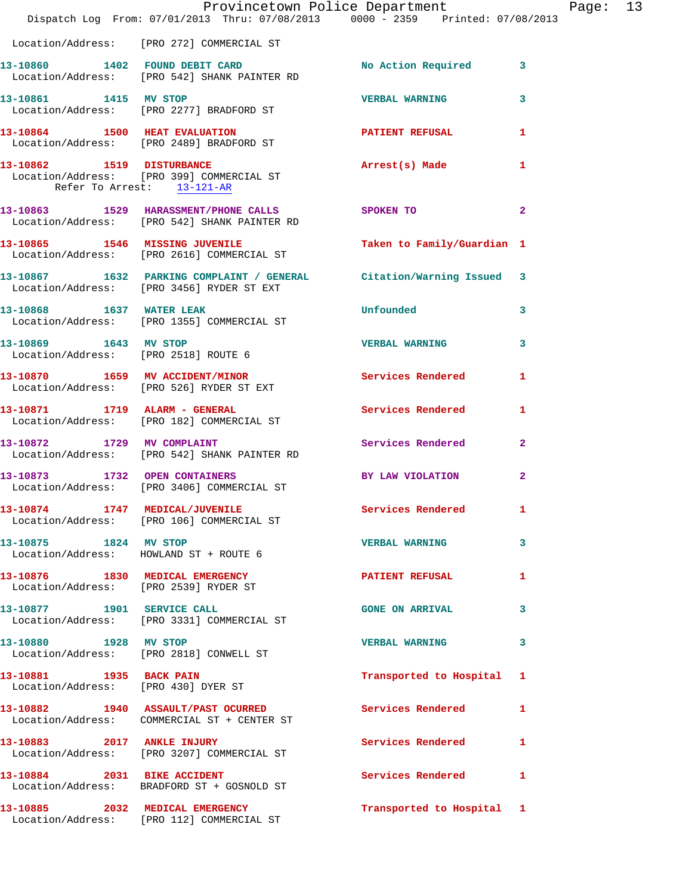Location/Address: [PRO 272] COMMERCIAL ST

**13-10860 1402 FOUND DEBIT CARD** No Action Required 3
Location/Address: [PRO 542] SHANK PAINTER RD

**13-10861 1415 MV STOP** VERBAL WARNING 3
Location/Address: [PRO 2277] BRADFORD ST

**13-10864 1500 HEAT EVALUATION** PATIENT REFUSAL 1
Location/Address: [PRO 2489] BRADFORD ST

**13-10862 1519 DISTURBANCE** Arrest(s) Made 1
Location/Address: [PRO 399] COMMERCIAL ST
Refer To Arrest: 13-121-AR

**13-10863 1529 HARASSMENT/PHONE CALLS** SPOKEN TO 2
Location/Address: [PRO 542] SHANK PAINTER RD

**13-10865 1546 MISSING JUVENILE** Taken to Family/Guardian 1
Location/Address: [PRO 2616] COMMERCIAL ST

**13-10867 1632 PARKING COMPLAINT / GENERAL** Citation/Warning Issued 3
Location/Address: [PRO 3456] RYDER ST EXT

**13-10868 1637 WATER LEAK** Unfounded 3
Location/Address: [PRO 1355] COMMERCIAL ST

**13-10869 1643 MV STOP** VERBAL WARNING 3
Location/Address: [PRO 2518] ROUTE 6

**13-10870 1659 MV ACCIDENT/MINOR** Services Rendered 1
Location/Address: [PRO 526] RYDER ST EXT

**13-10871 1719 ALARM - GENERAL** Services Rendered 1
Location/Address: [PRO 182] COMMERCIAL ST

**13-10872 1729 MV COMPLAINT** Services Rendered 2
Location/Address: [PRO 542] SHANK PAINTER RD

**13-10873 1732 OPEN CONTAINERS** BY LAW VIOLATION 2
Location/Address: [PRO 3406] COMMERCIAL ST

**13-10874 1747 MEDICAL/JUVENILE** Services Rendered 1
Location/Address: [PRO 106] COMMERCIAL ST

**13-10875 1824 MV STOP** VERBAL WARNING 3
Location/Address: HOWLAND ST + ROUTE 6

**13-10876 1830 MEDICAL EMERGENCY** PATIENT REFUSAL 1
Location/Address: [PRO 2539] RYDER ST

**13-10877 1901 SERVICE CALL** GONE ON ARRIVAL 3
Location/Address: [PRO 3331] COMMERCIAL ST

**13-10880 1928 MV STOP** VERBAL WARNING 3
Location/Address: [PRO 2818] CONWELL ST

**13-10881 1935 BACK PAIN** Transported to Hospital 1
Location/Address: [PRO 430] DYER ST

**13-10882 1940 ASSAULT/PAST OCURRED** Services Rendered 1
Location/Address: COMMERCIAL ST + CENTER ST

**13-10883 2017 ANKLE INJURY** Services Rendered 1
Location/Address: [PRO 3207] COMMERCIAL ST

**13-10884 2031 BIKE ACCIDENT** Services Rendered 1
Location/Address: BRADFORD ST + GOSNOLD ST

**13-10885 2032 MEDICAL EMERGENCY** Transported to Hospital 1
Location/Address: [PRO 112] COMMERCIAL ST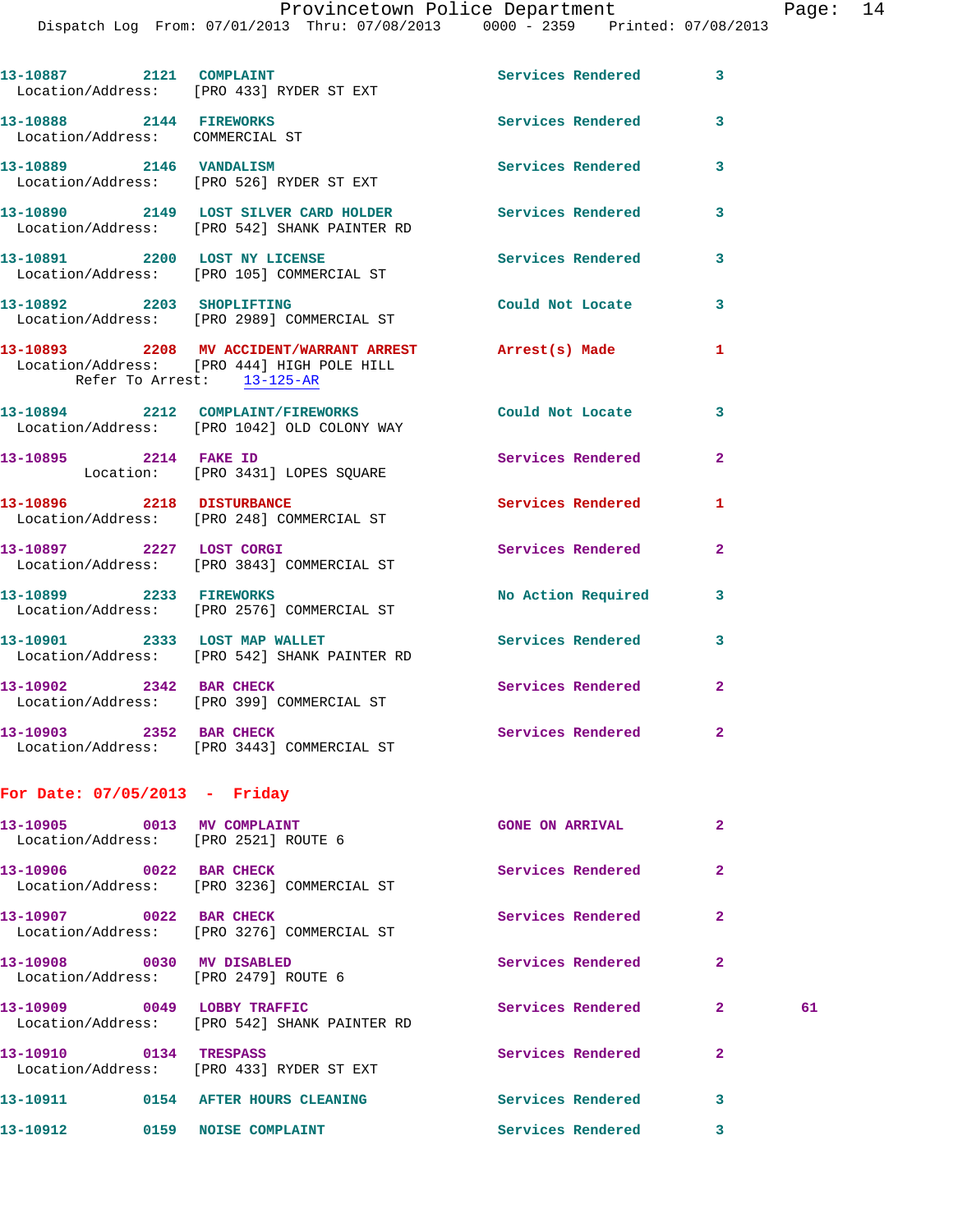13-10887 2121 COMPLAINT Services Rendered 3
Location/Address: [PRO 433] RYDER ST EXT

13-10888 2144 FIREWORKS Services Rendered 3
Location/Address: COMMERCIAL ST

13-10889 2146 VANDALISM Services Rendered 3
Location/Address: [PRO 526] RYDER ST EXT

13-10890 2149 LOST SILVER CARD HOLDER Services Rendered 3
Location/Address: [PRO 542] SHANK PAINTER RD

13-10891 2200 LOST NY LICENSE Services Rendered 3
Location/Address: [PRO 105] COMMERCIAL ST

13-10892 2203 SHOPLIFTING Could Not Locate 3
Location/Address: [PRO 2989] COMMERCIAL ST

13-10893 2208 MV ACCIDENT/WARRANT ARREST Arrest(s) Made 1
Location/Address: [PRO 444] HIGH POLE HILL
Refer To Arrest: 13-125-AR

13-10894 2212 COMPLAINT/FIREWORKS Could Not Locate 3
Location/Address: [PRO 1042] OLD COLONY WAY

13-10895 2214 FAKE ID Services Rendered 2
Location: [PRO 3431] LOPES SQUARE

13-10896 2218 DISTURBANCE Services Rendered 1
Location/Address: [PRO 248] COMMERCIAL ST

13-10897 2227 LOST CORGI Services Rendered 2
Location/Address: [PRO 3843] COMMERCIAL ST

13-10899 2233 FIREWORKS No Action Required 3
Location/Address: [PRO 2576] COMMERCIAL ST

13-10901 2333 LOST MAP WALLET Services Rendered 3
Location/Address: [PRO 542] SHANK PAINTER RD

13-10902 2342 BAR CHECK Services Rendered 2
Location/Address: [PRO 399] COMMERCIAL ST

13-10903 2352 BAR CHECK Services Rendered 2
Location/Address: [PRO 3443] COMMERCIAL ST

**For Date: 07/05/2013 - Friday**

13-10905 0013 MV COMPLAINT GONE ON ARRIVAL 2
Location/Address: [PRO 2521] ROUTE 6

13-10906 0022 BAR CHECK Services Rendered 2
Location/Address: [PRO 3236] COMMERCIAL ST

13-10907 0022 BAR CHECK Services Rendered 2
Location/Address: [PRO 3276] COMMERCIAL ST

13-10908 0030 MV DISABLED Services Rendered 2
Location/Address: [PRO 2479] ROUTE 6

13-10909 0049 LOBBY TRAFFIC Services Rendered 2 61
Location/Address: [PRO 542] SHANK PAINTER RD

13-10910 0134 TRESPASS Services Rendered 2
Location/Address: [PRO 433] RYDER ST EXT

13-10911 0154 AFTER HOURS CLEANING Services Rendered 3

13-10912 0159 NOISE COMPLAINT Services Rendered 3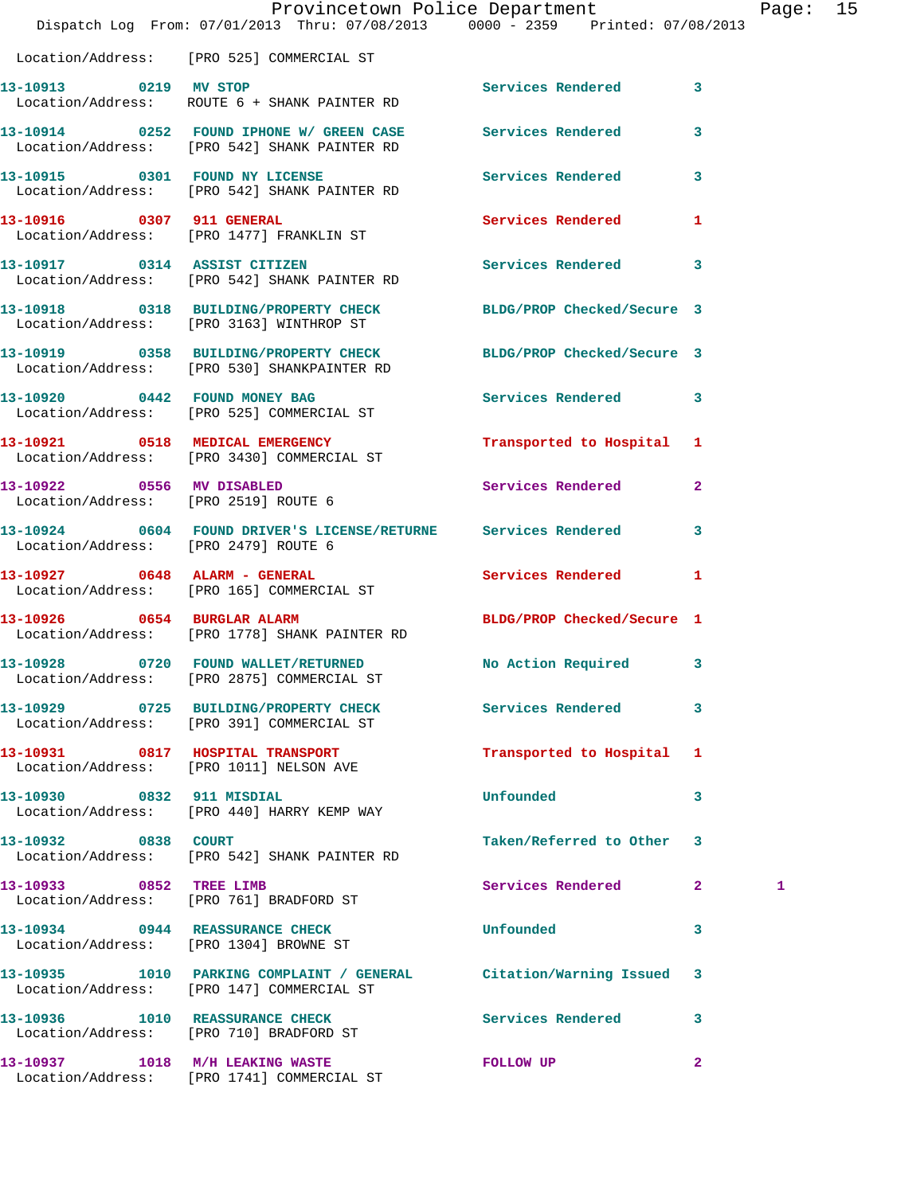Location/Address: [PRO 525] COMMERCIAL ST

| Call # | Time | Call Reason | Action | Priority | |
|---|---|---|---|---|---|
| 13-10913 | 0219 | MV STOP | Services Rendered | 3 | |
| | | Location/Address: ROUTE 6 + SHANK PAINTER RD | | | |
| 13-10914 | 0252 | FOUND IPHONE W/ GREEN CASE | Services Rendered | 3 | |
| | | Location/Address: [PRO 542] SHANK PAINTER RD | | | |
| 13-10915 | 0301 | FOUND NY LICENSE | Services Rendered | 3 | |
| | | Location/Address: [PRO 542] SHANK PAINTER RD | | | |
| 13-10916 | 0307 | 911 GENERAL | Services Rendered | 1 | |
| | | Location/Address: [PRO 1477] FRANKLIN ST | | | |
| 13-10917 | 0314 | ASSIST CITIZEN | Services Rendered | 3 | |
| | | Location/Address: [PRO 542] SHANK PAINTER RD | | | |
| 13-10918 | 0318 | BUILDING/PROPERTY CHECK | BLDG/PROP Checked/Secure | 3 | |
| | | Location/Address: [PRO 3163] WINTHROP ST | | | |
| 13-10919 | 0358 | BUILDING/PROPERTY CHECK | BLDG/PROP Checked/Secure | 3 | |
| | | Location/Address: [PRO 530] SHANKPAINTER RD | | | |
| 13-10920 | 0442 | FOUND MONEY BAG | Services Rendered | 3 | |
| | | Location/Address: [PRO 525] COMMERCIAL ST | | | |
| 13-10921 | 0518 | MEDICAL EMERGENCY | Transported to Hospital | 1 | |
| | | Location/Address: [PRO 3430] COMMERCIAL ST | | | |
| 13-10922 | 0556 | MV DISABLED | Services Rendered | 2 | |
| | | Location/Address: [PRO 2519] ROUTE 6 | | | |
| 13-10924 | 0604 | FOUND DRIVER'S LICENSE/RETURNE | Services Rendered | 3 | |
| | | Location/Address: [PRO 2479] ROUTE 6 | | | |
| 13-10927 | 0648 | ALARM - GENERAL | Services Rendered | 1 | |
| | | Location/Address: [PRO 165] COMMERCIAL ST | | | |
| 13-10926 | 0654 | BURGLAR ALARM | BLDG/PROP Checked/Secure | 1 | |
| | | Location/Address: [PRO 1778] SHANK PAINTER RD | | | |
| 13-10928 | 0720 | FOUND WALLET/RETURNED | No Action Required | 3 | |
| | | Location/Address: [PRO 2875] COMMERCIAL ST | | | |
| 13-10929 | 0725 | BUILDING/PROPERTY CHECK | Services Rendered | 3 | |
| | | Location/Address: [PRO 391] COMMERCIAL ST | | | |
| 13-10931 | 0817 | HOSPITAL TRANSPORT | Transported to Hospital | 1 | |
| | | Location/Address: [PRO 1011] NELSON AVE | | | |
| 13-10930 | 0832 | 911 MISDIAL | Unfounded | 3 | |
| | | Location/Address: [PRO 440] HARRY KEMP WAY | | | |
| 13-10932 | 0838 | COURT | Taken/Referred to Other | 3 | |
| | | Location/Address: [PRO 542] SHANK PAINTER RD | | | |
| 13-10933 | 0852 | TREE LIMB | Services Rendered | 2 | 1 |
| | | Location/Address: [PRO 761] BRADFORD ST | | | |
| 13-10934 | 0944 | REASSURANCE CHECK | Unfounded | 3 | |
| | | Location/Address: [PRO 1304] BROWNE ST | | | |
| 13-10935 | 1010 | PARKING COMPLAINT / GENERAL | Citation/Warning Issued | 3 | |
| | | Location/Address: [PRO 147] COMMERCIAL ST | | | |
| 13-10936 | 1010 | REASSURANCE CHECK | Services Rendered | 3 | |
| | | Location/Address: [PRO 710] BRADFORD ST | | | |
| 13-10937 | 1018 | M/H LEAKING WASTE | FOLLOW UP | 2 | |
| | | Location/Address: [PRO 1741] COMMERCIAL ST | | | |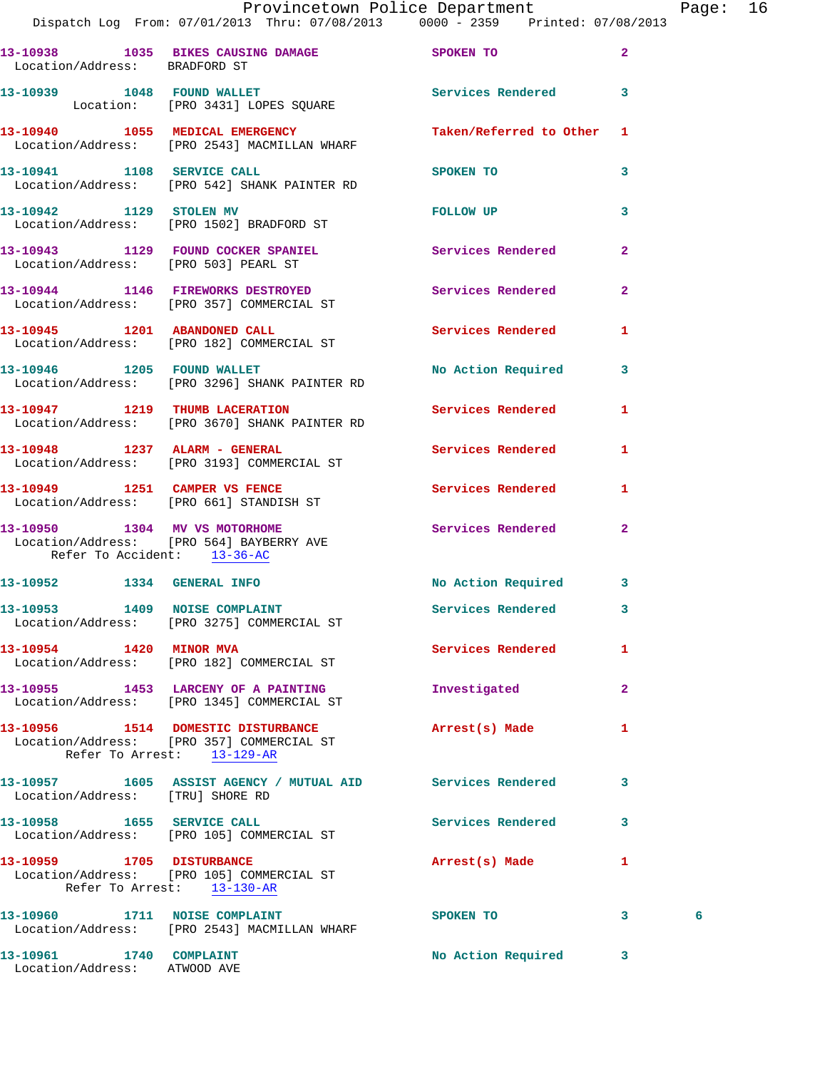13-10938 1035 BIKES CAUSING DAMAGE SPOKEN TO 2
Location/Address: BRADFORD ST

13-10939 1048 FOUND WALLET Services Rendered 3
Location: [PRO 3431] LOPES SQUARE

13-10940 1055 MEDICAL EMERGENCY Taken/Referred to Other 1
Location/Address: [PRO 2543] MACMILLAN WHARF

13-10941 1108 SERVICE CALL SPOKEN TO 3
Location/Address: [PRO 542] SHANK PAINTER RD

13-10942 1129 STOLEN MV FOLLOW UP 3
Location/Address: [PRO 1502] BRADFORD ST

13-10943 1129 FOUND COCKER SPANIEL Services Rendered 2
Location/Address: [PRO 503] PEARL ST

13-10944 1146 FIREWORKS DESTROYED Services Rendered 2
Location/Address: [PRO 357] COMMERCIAL ST

13-10945 1201 ABANDONED CALL Services Rendered 1
Location/Address: [PRO 182] COMMERCIAL ST

13-10946 1205 FOUND WALLET No Action Required 3
Location/Address: [PRO 3296] SHANK PAINTER RD

13-10947 1219 THUMB LACERATION Services Rendered 1
Location/Address: [PRO 3670] SHANK PAINTER RD

13-10948 1237 ALARM - GENERAL Services Rendered 1
Location/Address: [PRO 3193] COMMERCIAL ST

13-10949 1251 CAMPER VS FENCE Services Rendered 1
Location/Address: [PRO 661] STANDISH ST

13-10950 1304 MV VS MOTORHOME Services Rendered 2
Location/Address: [PRO 564] BAYBERRY AVE
Refer To Accident: 13-36-AC

13-10952 1334 GENERAL INFO No Action Required 3

13-10953 1409 NOISE COMPLAINT Services Rendered 3
Location/Address: [PRO 3275] COMMERCIAL ST

13-10954 1420 MINOR MVA Services Rendered 1
Location/Address: [PRO 182] COMMERCIAL ST

13-10955 1453 LARCENY OF A PAINTING Investigated 2
Location/Address: [PRO 1345] COMMERCIAL ST

13-10956 1514 DOMESTIC DISTURBANCE Arrest(s) Made 1
Location/Address: [PRO 357] COMMERCIAL ST
Refer To Arrest: 13-129-AR

13-10957 1605 ASSIST AGENCY / MUTUAL AID Services Rendered 3
Location/Address: [TRU] SHORE RD

13-10958 1655 SERVICE CALL Services Rendered 3
Location/Address: [PRO 105] COMMERCIAL ST

13-10959 1705 DISTURBANCE Arrest(s) Made 1
Location/Address: [PRO 105] COMMERCIAL ST
Refer To Arrest: 13-130-AR

13-10960 1711 NOISE COMPLAINT SPOKEN TO 3 6
Location/Address: [PRO 2543] MACMILLAN WHARF

13-10961 1740 COMPLAINT No Action Required 3
Location/Address: ATWOOD AVE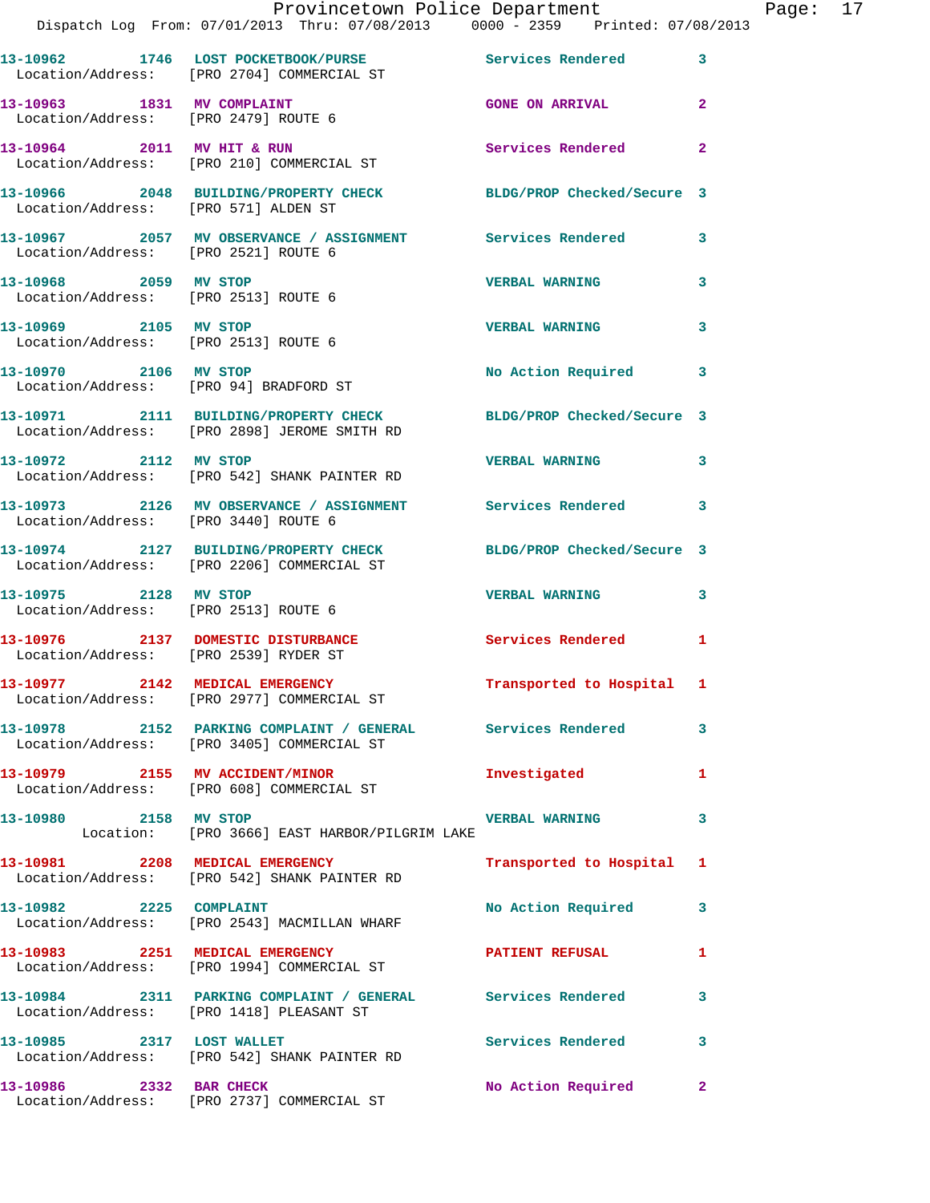13-10962 1746 LOST POCKETBOOK/PURSE Services Rendered 3
Location/Address: [PRO 2704] COMMERCIAL ST

13-10963 1831 MV COMPLAINT GONE ON ARRIVAL 2
Location/Address: [PRO 2479] ROUTE 6

13-10964 2011 MV HIT & RUN Services Rendered 2
Location/Address: [PRO 210] COMMERCIAL ST

13-10966 2048 BUILDING/PROPERTY CHECK BLDG/PROP Checked/Secure 3
Location/Address: [PRO 571] ALDEN ST

13-10967 2057 MV OBSERVANCE / ASSIGNMENT Services Rendered 3
Location/Address: [PRO 2521] ROUTE 6

13-10968 2059 MV STOP VERBAL WARNING 3
Location/Address: [PRO 2513] ROUTE 6

13-10969 2105 MV STOP VERBAL WARNING 3
Location/Address: [PRO 2513] ROUTE 6

13-10970 2106 MV STOP No Action Required 3
Location/Address: [PRO 94] BRADFORD ST

13-10971 2111 BUILDING/PROPERTY CHECK BLDG/PROP Checked/Secure 3
Location/Address: [PRO 2898] JEROME SMITH RD

13-10972 2112 MV STOP VERBAL WARNING 3
Location/Address: [PRO 542] SHANK PAINTER RD

13-10973 2126 MV OBSERVANCE / ASSIGNMENT Services Rendered 3
Location/Address: [PRO 3440] ROUTE 6

13-10974 2127 BUILDING/PROPERTY CHECK BLDG/PROP Checked/Secure 3
Location/Address: [PRO 2206] COMMERCIAL ST

13-10975 2128 MV STOP VERBAL WARNING 3
Location/Address: [PRO 2513] ROUTE 6

13-10976 2137 DOMESTIC DISTURBANCE Services Rendered 1
Location/Address: [PRO 2539] RYDER ST

13-10977 2142 MEDICAL EMERGENCY Transported to Hospital 1
Location/Address: [PRO 2977] COMMERCIAL ST

13-10978 2152 PARKING COMPLAINT / GENERAL Services Rendered 3
Location/Address: [PRO 3405] COMMERCIAL ST

13-10979 2155 MV ACCIDENT/MINOR Investigated 1
Location/Address: [PRO 608] COMMERCIAL ST

13-10980 2158 MV STOP VERBAL WARNING 3
Location: [PRO 3666] EAST HARBOR/PILGRIM LAKE

13-10981 2208 MEDICAL EMERGENCY Transported to Hospital 1
Location/Address: [PRO 542] SHANK PAINTER RD

13-10982 2225 COMPLAINT No Action Required 3
Location/Address: [PRO 2543] MACMILLAN WHARF

13-10983 2251 MEDICAL EMERGENCY PATIENT REFUSAL 1
Location/Address: [PRO 1994] COMMERCIAL ST

13-10984 2311 PARKING COMPLAINT / GENERAL Services Rendered 3
Location/Address: [PRO 1418] PLEASANT ST

13-10985 2317 LOST WALLET Services Rendered 3
Location/Address: [PRO 542] SHANK PAINTER RD

13-10986 2332 BAR CHECK No Action Required 2
Location/Address: [PRO 2737] COMMERCIAL ST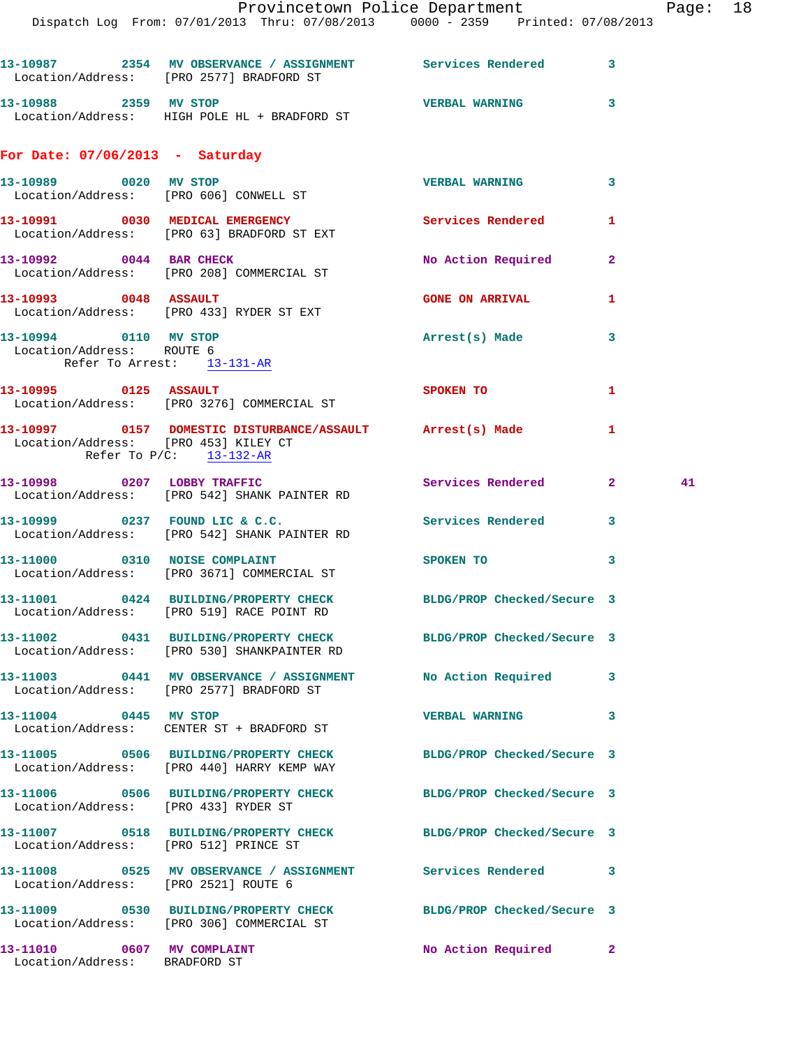13-10987 2354 MV OBSERVANCE / ASSIGNMENT Services Rendered 3
Location/Address: [PRO 2577] BRADFORD ST

13-10988 2359 MV STOP VERBAL WARNING 3
Location/Address: HIGH POLE HL + BRADFORD ST

**For Date: 07/06/2013 - Saturday**

13-10989 0020 MV STOP VERBAL WARNING 3
Location/Address: [PRO 606] CONWELL ST

13-10991 0030 MEDICAL EMERGENCY Services Rendered 1
Location/Address: [PRO 63] BRADFORD ST EXT

13-10992 0044 BAR CHECK No Action Required 2
Location/Address: [PRO 208] COMMERCIAL ST

13-10993 0048 ASSAULT GONE ON ARRIVAL 1
Location/Address: [PRO 433] RYDER ST EXT

13-10994 0110 MV STOP Arrest(s) Made 3
Location/Address: ROUTE 6
Refer To Arrest: 13-131-AR

13-10995 0125 ASSAULT SPOKEN TO 1
Location/Address: [PRO 3276] COMMERCIAL ST

13-10997 0157 DOMESTIC DISTURBANCE/ASSAULT Arrest(s) Made 1
Location/Address: [PRO 453] KILEY CT
Refer To P/C: 13-132-AR

13-10998 0207 LOBBY TRAFFIC Services Rendered 2 41
Location/Address: [PRO 542] SHANK PAINTER RD

13-10999 0237 FOUND LIC & C.C. Services Rendered 3
Location/Address: [PRO 542] SHANK PAINTER RD

13-11000 0310 NOISE COMPLAINT SPOKEN TO 3
Location/Address: [PRO 3671] COMMERCIAL ST

13-11001 0424 BUILDING/PROPERTY CHECK BLDG/PROP Checked/Secure 3
Location/Address: [PRO 519] RACE POINT RD

13-11002 0431 BUILDING/PROPERTY CHECK BLDG/PROP Checked/Secure 3
Location/Address: [PRO 530] SHANKPAINTER RD

13-11003 0441 MV OBSERVANCE / ASSIGNMENT No Action Required 3
Location/Address: [PRO 2577] BRADFORD ST

13-11004 0445 MV STOP VERBAL WARNING 3
Location/Address: CENTER ST + BRADFORD ST

13-11005 0506 BUILDING/PROPERTY CHECK BLDG/PROP Checked/Secure 3
Location/Address: [PRO 440] HARRY KEMP WAY

13-11006 0506 BUILDING/PROPERTY CHECK BLDG/PROP Checked/Secure 3
Location/Address: [PRO 433] RYDER ST

13-11007 0518 BUILDING/PROPERTY CHECK BLDG/PROP Checked/Secure 3
Location/Address: [PRO 512] PRINCE ST

13-11008 0525 MV OBSERVANCE / ASSIGNMENT Services Rendered 3
Location/Address: [PRO 2521] ROUTE 6

13-11009 0530 BUILDING/PROPERTY CHECK BLDG/PROP Checked/Secure 3
Location/Address: [PRO 306] COMMERCIAL ST

13-11010 0607 MV COMPLAINT No Action Required 2
Location/Address: BRADFORD ST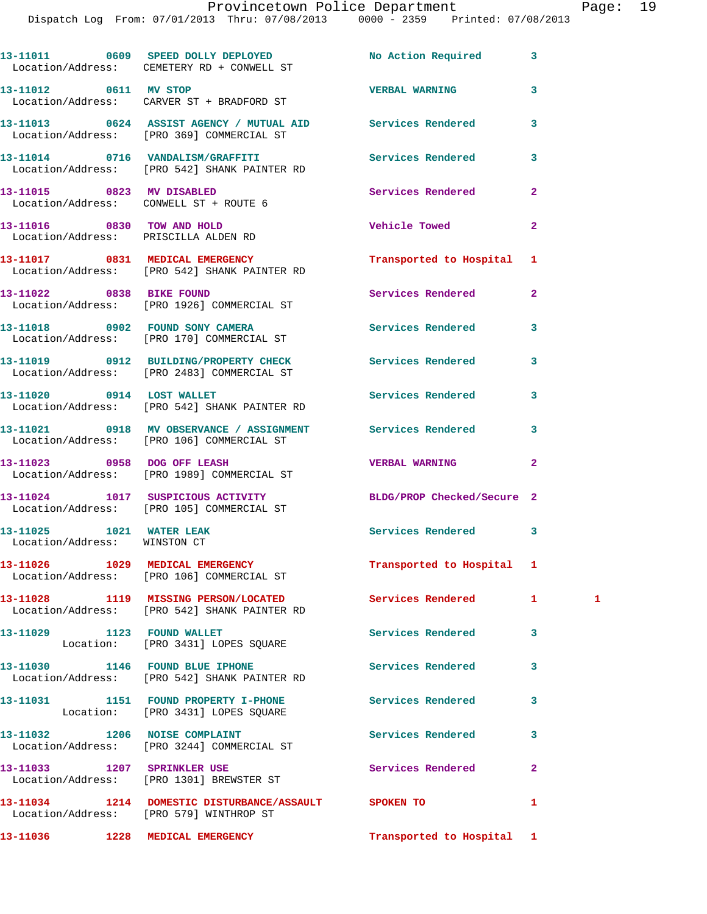13-11011 0609 SPEED DOLLY DEPLOYED No Action Required 3
Location/Address: CEMETERY RD + CONWELL ST

13-11012 0611 MV STOP VERBAL WARNING 3
Location/Address: CARVER ST + BRADFORD ST

13-11013 0624 ASSIST AGENCY / MUTUAL AID Services Rendered 3
Location/Address: [PRO 369] COMMERCIAL ST

13-11014 0716 VANDALISM/GRAFFITI Services Rendered 3
Location/Address: [PRO 542] SHANK PAINTER RD

13-11015 0823 MV DISABLED Services Rendered 2
Location/Address: CONWELL ST + ROUTE 6

13-11016 0830 TOW AND HOLD Vehicle Towed 2
Location/Address: PRISCILLA ALDEN RD

13-11017 0831 MEDICAL EMERGENCY Transported to Hospital 1
Location/Address: [PRO 542] SHANK PAINTER RD

13-11022 0838 BIKE FOUND Services Rendered 2
Location/Address: [PRO 1926] COMMERCIAL ST

13-11018 0902 FOUND SONY CAMERA Services Rendered 3
Location/Address: [PRO 170] COMMERCIAL ST

13-11019 0912 BUILDING/PROPERTY CHECK Services Rendered 3
Location/Address: [PRO 2483] COMMERCIAL ST

13-11020 0914 LOST WALLET Services Rendered 3
Location/Address: [PRO 542] SHANK PAINTER RD

13-11021 0918 MV OBSERVANCE / ASSIGNMENT Services Rendered 3
Location/Address: [PRO 106] COMMERCIAL ST

13-11023 0958 DOG OFF LEASH VERBAL WARNING 2
Location/Address: [PRO 1989] COMMERCIAL ST

13-11024 1017 SUSPICIOUS ACTIVITY BLDG/PROP Checked/Secure 2
Location/Address: [PRO 105] COMMERCIAL ST

13-11025 1021 WATER LEAK Services Rendered 3
Location/Address: WINSTON CT

13-11026 1029 MEDICAL EMERGENCY Transported to Hospital 1
Location/Address: [PRO 106] COMMERCIAL ST

13-11028 1119 MISSING PERSON/LOCATED Services Rendered 1 1
Location/Address: [PRO 542] SHANK PAINTER RD

13-11029 1123 FOUND WALLET Services Rendered 3
Location: [PRO 3431] LOPES SQUARE

13-11030 1146 FOUND BLUE IPHONE Services Rendered 3
Location/Address: [PRO 542] SHANK PAINTER RD

13-11031 1151 FOUND PROPERTY I-PHONE Services Rendered 3
Location: [PRO 3431] LOPES SQUARE

13-11032 1206 NOISE COMPLAINT Services Rendered 3
Location/Address: [PRO 3244] COMMERCIAL ST

13-11033 1207 SPRINKLER USE Services Rendered 2
Location/Address: [PRO 1301] BREWSTER ST

13-11034 1214 DOMESTIC DISTURBANCE/ASSAULT SPOKEN TO 1
Location/Address: [PRO 579] WINTHROP ST

13-11036 1228 MEDICAL EMERGENCY Transported to Hospital 1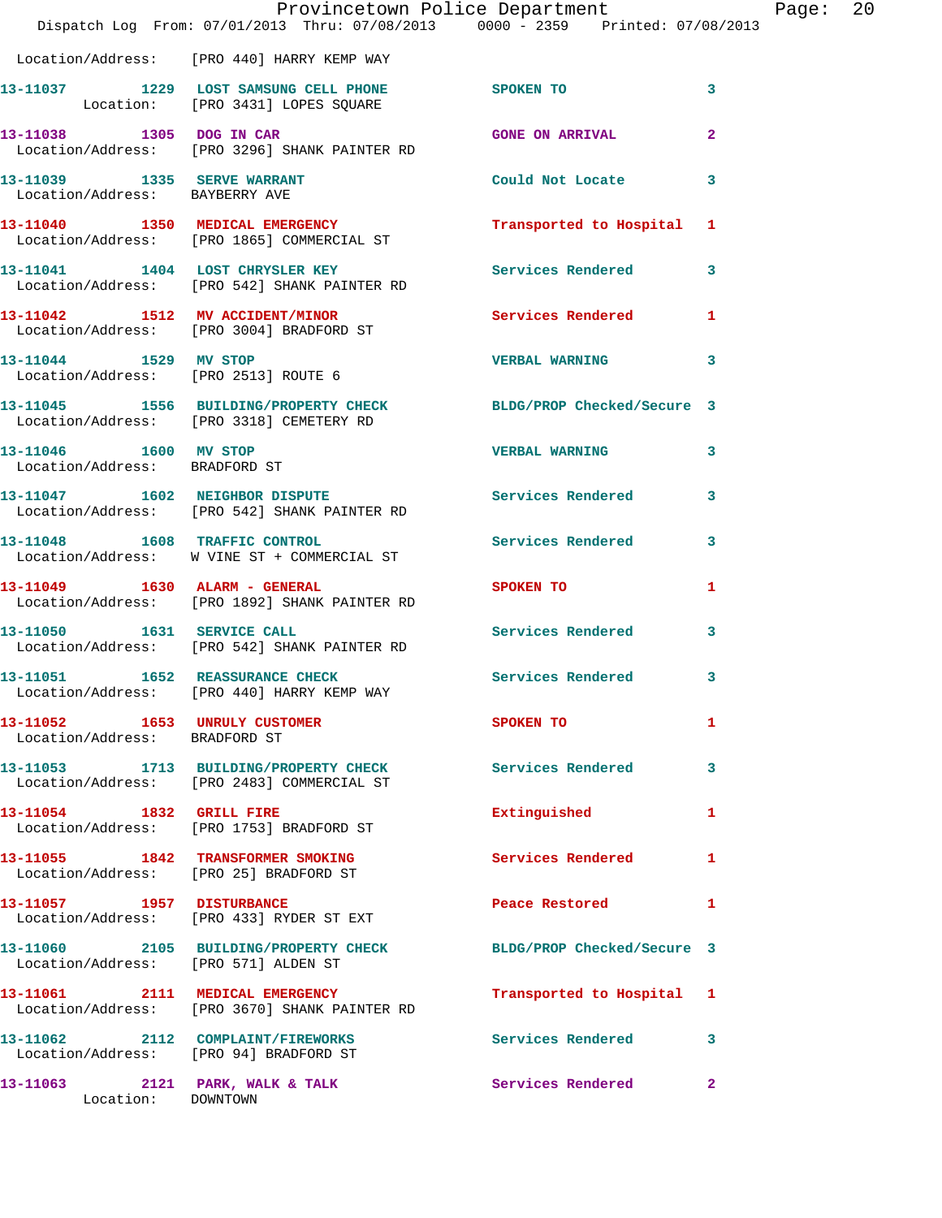Location/Address: [PRO 440] HARRY KEMP WAY

| Call # | Time | Call Reason | Action | Priority |
|---|---|---|---|---|
| 13-11037 | 1229 | LOST SAMSUNG CELL PHONE | SPOKEN TO | 3 |
| | | Location: [PRO 3431] LOPES SQUARE | | |
| 13-11038 | 1305 | DOG IN CAR | GONE ON ARRIVAL | 2 |
| | | Location/Address: [PRO 3296] SHANK PAINTER RD | | |
| 13-11039 | 1335 | SERVE WARRANT | Could Not Locate | 3 |
| | | Location/Address: BAYBERRY AVE | | |
| 13-11040 | 1350 | MEDICAL EMERGENCY | Transported to Hospital | 1 |
| | | Location/Address: [PRO 1865] COMMERCIAL ST | | |
| 13-11041 | 1404 | LOST CHRYSLER KEY | Services Rendered | 3 |
| | | Location/Address: [PRO 542] SHANK PAINTER RD | | |
| 13-11042 | 1512 | MV ACCIDENT/MINOR | Services Rendered | 1 |
| | | Location/Address: [PRO 3004] BRADFORD ST | | |
| 13-11044 | 1529 | MV STOP | VERBAL WARNING | 3 |
| | | Location/Address: [PRO 2513] ROUTE 6 | | |
| 13-11045 | 1556 | BUILDING/PROPERTY CHECK | BLDG/PROP Checked/Secure | 3 |
| | | Location/Address: [PRO 3318] CEMETERY RD | | |
| 13-11046 | 1600 | MV STOP | VERBAL WARNING | 3 |
| | | Location/Address: BRADFORD ST | | |
| 13-11047 | 1602 | NEIGHBOR DISPUTE | Services Rendered | 3 |
| | | Location/Address: [PRO 542] SHANK PAINTER RD | | |
| 13-11048 | 1608 | TRAFFIC CONTROL | Services Rendered | 3 |
| | | Location/Address: W VINE ST + COMMERCIAL ST | | |
| 13-11049 | 1630 | ALARM - GENERAL | SPOKEN TO | 1 |
| | | Location/Address: [PRO 1892] SHANK PAINTER RD | | |
| 13-11050 | 1631 | SERVICE CALL | Services Rendered | 3 |
| | | Location/Address: [PRO 542] SHANK PAINTER RD | | |
| 13-11051 | 1652 | REASSURANCE CHECK | Services Rendered | 3 |
| | | Location/Address: [PRO 440] HARRY KEMP WAY | | |
| 13-11052 | 1653 | UNRULY CUSTOMER | SPOKEN TO | 1 |
| | | Location/Address: BRADFORD ST | | |
| 13-11053 | 1713 | BUILDING/PROPERTY CHECK | Services Rendered | 3 |
| | | Location/Address: [PRO 2483] COMMERCIAL ST | | |
| 13-11054 | 1832 | GRILL FIRE | Extinguished | 1 |
| | | Location/Address: [PRO 1753] BRADFORD ST | | |
| 13-11055 | 1842 | TRANSFORMER SMOKING | Services Rendered | 1 |
| | | Location/Address: [PRO 25] BRADFORD ST | | |
| 13-11057 | 1957 | DISTURBANCE | Peace Restored | 1 |
| | | Location/Address: [PRO 433] RYDER ST EXT | | |
| 13-11060 | 2105 | BUILDING/PROPERTY CHECK | BLDG/PROP Checked/Secure | 3 |
| | | Location/Address: [PRO 571] ALDEN ST | | |
| 13-11061 | 2111 | MEDICAL EMERGENCY | Transported to Hospital | 1 |
| | | Location/Address: [PRO 3670] SHANK PAINTER RD | | |
| 13-11062 | 2112 | COMPLAINT/FIREWORKS | Services Rendered | 3 |
| | | Location/Address: [PRO 94] BRADFORD ST | | |
| 13-11063 | 2121 | PARK, WALK & TALK | Services Rendered | 2 |
| | | Location: DOWNTOWN | | |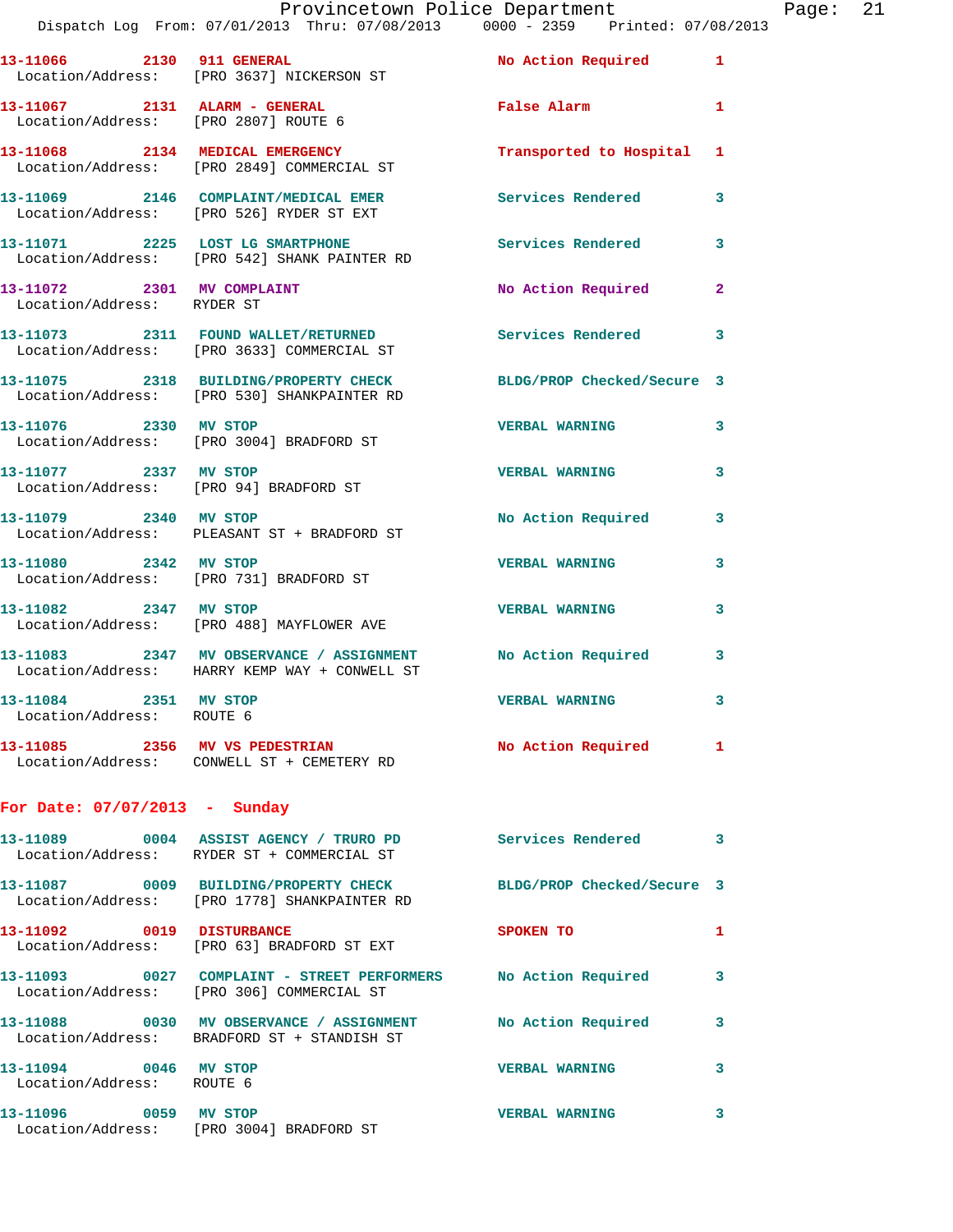13-11066 2130 911 GENERAL No Action Required 1
Location/Address: [PRO 3637] NICKERSON ST

13-11067 2131 ALARM - GENERAL False Alarm 1
Location/Address: [PRO 2807] ROUTE 6

13-11068 2134 MEDICAL EMERGENCY Transported to Hospital 1
Location/Address: [PRO 2849] COMMERCIAL ST

13-11069 2146 COMPLAINT/MEDICAL EMER Services Rendered 3
Location/Address: [PRO 526] RYDER ST EXT

13-11071 2225 LOST LG SMARTPHONE Services Rendered 3
Location/Address: [PRO 542] SHANK PAINTER RD

13-11072 2301 MV COMPLAINT No Action Required 2
Location/Address: RYDER ST

13-11073 2311 FOUND WALLET/RETURNED Services Rendered 3
Location/Address: [PRO 3633] COMMERCIAL ST

13-11075 2318 BUILDING/PROPERTY CHECK BLDG/PROP Checked/Secure 3
Location/Address: [PRO 530] SHANKPAINTER RD

13-11076 2330 MV STOP VERBAL WARNING 3
Location/Address: [PRO 3004] BRADFORD ST

13-11077 2337 MV STOP VERBAL WARNING 3
Location/Address: [PRO 94] BRADFORD ST

13-11079 2340 MV STOP No Action Required 3
Location/Address: PLEASANT ST + BRADFORD ST

13-11080 2342 MV STOP VERBAL WARNING 3
Location/Address: [PRO 731] BRADFORD ST

13-11082 2347 MV STOP VERBAL WARNING 3
Location/Address: [PRO 488] MAYFLOWER AVE

13-11083 2347 MV OBSERVANCE / ASSIGNMENT No Action Required 3
Location/Address: HARRY KEMP WAY + CONWELL ST

13-11084 2351 MV STOP VERBAL WARNING 3
Location/Address: ROUTE 6

13-11085 2356 MV VS PEDESTRIAN No Action Required 1
Location/Address: CONWELL ST + CEMETERY RD

**For Date: 07/07/2013 - Sunday**

13-11089 0004 ASSIST AGENCY / TRURO PD Services Rendered 3
Location/Address: RYDER ST + COMMERCIAL ST

13-11087 0009 BUILDING/PROPERTY CHECK BLDG/PROP Checked/Secure 3
Location/Address: [PRO 1778] SHANKPAINTER RD

13-11092 0019 DISTURBANCE SPOKEN TO 1
Location/Address: [PRO 63] BRADFORD ST EXT

13-11093 0027 COMPLAINT - STREET PERFORMERS No Action Required 3
Location/Address: [PRO 306] COMMERCIAL ST

13-11088 0030 MV OBSERVANCE / ASSIGNMENT No Action Required 3
Location/Address: BRADFORD ST + STANDISH ST

13-11094 0046 MV STOP VERBAL WARNING 3
Location/Address: ROUTE 6

13-11096 0059 MV STOP VERBAL WARNING 3
Location/Address: [PRO 3004] BRADFORD ST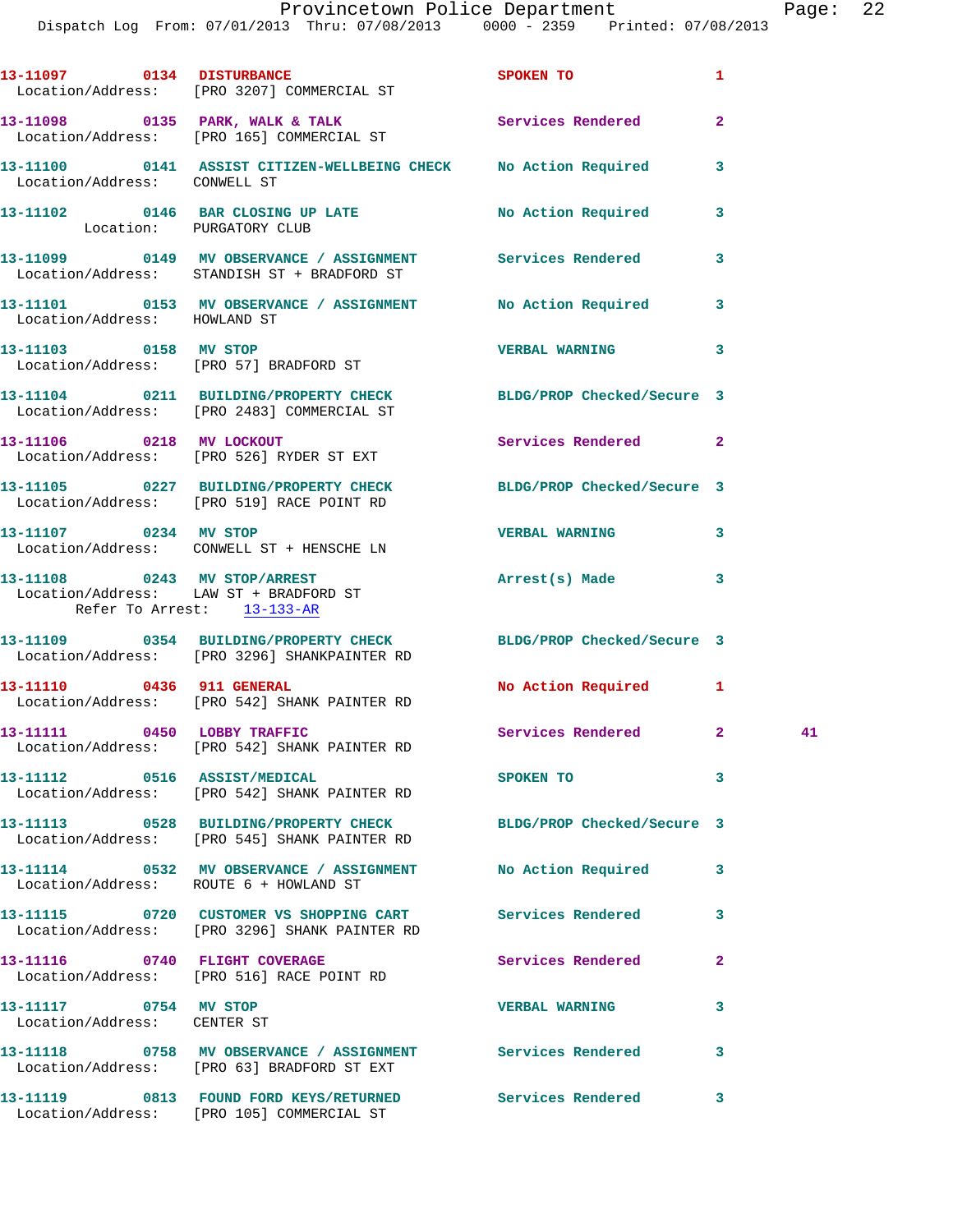13-11097 0134 DISTURBANCE SPOKEN TO 1
Location/Address: [PRO 3207] COMMERCIAL ST

13-11098 0135 PARK, WALK & TALK Services Rendered 2
Location/Address: [PRO 165] COMMERCIAL ST

13-11100 0141 ASSIST CITIZEN-WELLBEING CHECK No Action Required 3
Location/Address: CONWELL ST

13-11102 0146 BAR CLOSING UP LATE No Action Required 3
Location: PURGATORY CLUB

13-11099 0149 MV OBSERVANCE / ASSIGNMENT Services Rendered 3
Location/Address: STANDISH ST + BRADFORD ST

13-11101 0153 MV OBSERVANCE / ASSIGNMENT No Action Required 3
Location/Address: HOWLAND ST

13-11103 0158 MV STOP VERBAL WARNING 3
Location/Address: [PRO 57] BRADFORD ST

13-11104 0211 BUILDING/PROPERTY CHECK BLDG/PROP Checked/Secure 3
Location/Address: [PRO 2483] COMMERCIAL ST

13-11106 0218 MV LOCKOUT Services Rendered 2
Location/Address: [PRO 526] RYDER ST EXT

13-11105 0227 BUILDING/PROPERTY CHECK BLDG/PROP Checked/Secure 3
Location/Address: [PRO 519] RACE POINT RD

13-11107 0234 MV STOP VERBAL WARNING 3
Location/Address: CONWELL ST + HENSCHE LN

13-11108 0243 MV STOP/ARREST Arrest(s) Made 3
Location/Address: LAW ST + BRADFORD ST
Refer To Arrest: 13-133-AR

13-11109 0354 BUILDING/PROPERTY CHECK BLDG/PROP Checked/Secure 3
Location/Address: [PRO 3296] SHANKPAINTER RD

13-11110 0436 911 GENERAL No Action Required 1
Location/Address: [PRO 542] SHANK PAINTER RD

13-11111 0450 LOBBY TRAFFIC Services Rendered 2 41
Location/Address: [PRO 542] SHANK PAINTER RD

13-11112 0516 ASSIST/MEDICAL SPOKEN TO 3
Location/Address: [PRO 542] SHANK PAINTER RD

13-11113 0528 BUILDING/PROPERTY CHECK BLDG/PROP Checked/Secure 3
Location/Address: [PRO 545] SHANK PAINTER RD

13-11114 0532 MV OBSERVANCE / ASSIGNMENT No Action Required 3
Location/Address: ROUTE 6 + HOWLAND ST

13-11115 0720 CUSTOMER VS SHOPPING CART Services Rendered 3
Location/Address: [PRO 3296] SHANK PAINTER RD

13-11116 0740 FLIGHT COVERAGE Services Rendered 2
Location/Address: [PRO 516] RACE POINT RD

13-11117 0754 MV STOP VERBAL WARNING 3
Location/Address: CENTER ST

13-11118 0758 MV OBSERVANCE / ASSIGNMENT Services Rendered 3
Location/Address: [PRO 63] BRADFORD ST EXT

13-11119 0813 FOUND FORD KEYS/RETURNED Services Rendered 3
Location/Address: [PRO 105] COMMERCIAL ST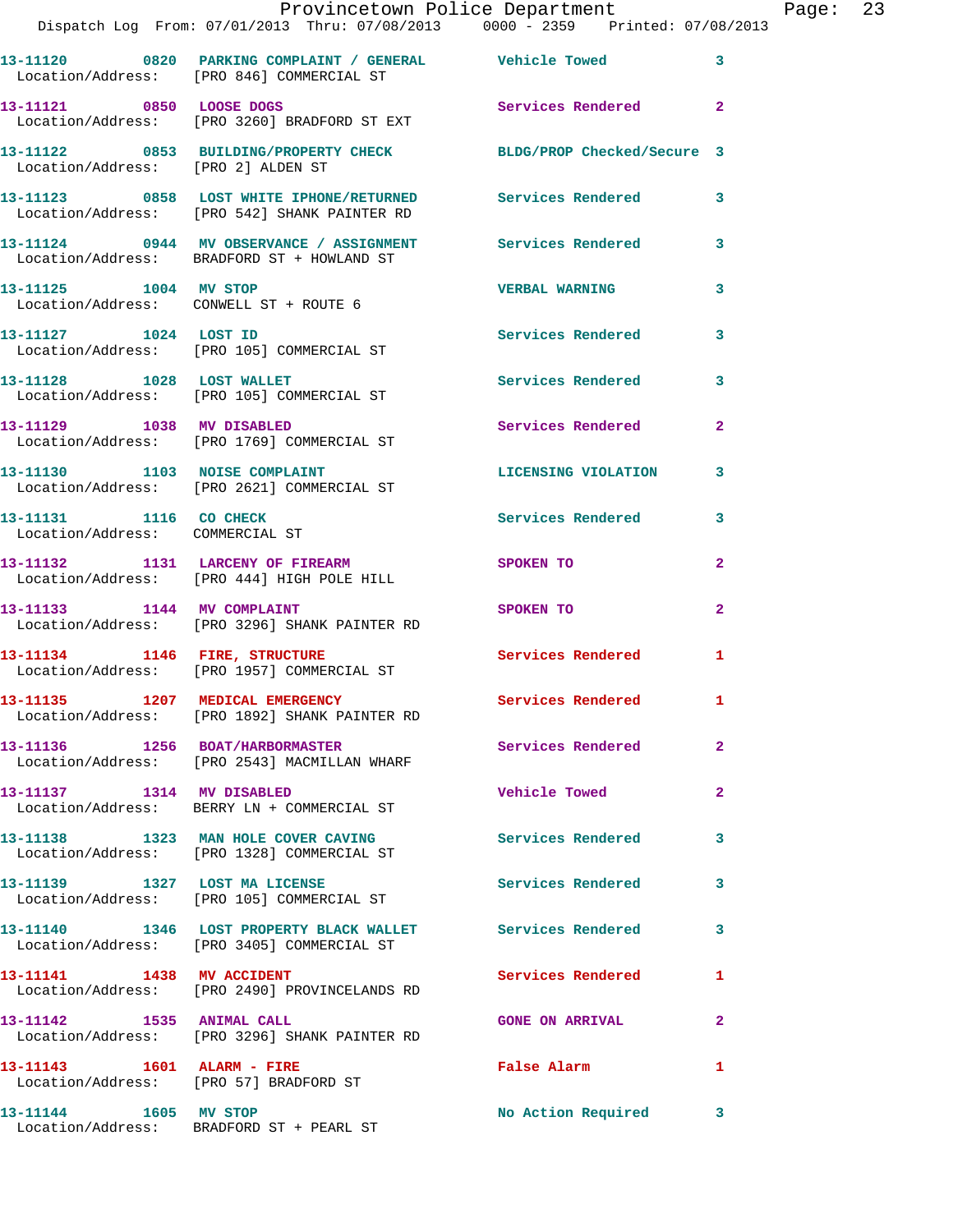13-11120 0820 PARKING COMPLAINT / GENERAL Vehicle Towed 3
Location/Address: [PRO 846] COMMERCIAL ST

13-11121 0850 LOOSE DOGS Services Rendered 2
Location/Address: [PRO 3260] BRADFORD ST EXT

13-11122 0853 BUILDING/PROPERTY CHECK BLDG/PROP Checked/Secure 3
Location/Address: [PRO 2] ALDEN ST

13-11123 0858 LOST WHITE IPHONE/RETURNED Services Rendered 3
Location/Address: [PRO 542] SHANK PAINTER RD

13-11124 0944 MV OBSERVANCE / ASSIGNMENT Services Rendered 3
Location/Address: BRADFORD ST + HOWLAND ST

13-11125 1004 MV STOP VERBAL WARNING 3
Location/Address: CONWELL ST + ROUTE 6

13-11127 1024 LOST ID Services Rendered 3
Location/Address: [PRO 105] COMMERCIAL ST

13-11128 1028 LOST WALLET Services Rendered 3
Location/Address: [PRO 105] COMMERCIAL ST

13-11129 1038 MV DISABLED Services Rendered 2
Location/Address: [PRO 1769] COMMERCIAL ST

13-11130 1103 NOISE COMPLAINT LICENSING VIOLATION 3
Location/Address: [PRO 2621] COMMERCIAL ST

13-11131 1116 CO CHECK Services Rendered 3
Location/Address: COMMERCIAL ST

13-11132 1131 LARCENY OF FIREARM SPOKEN TO 2
Location/Address: [PRO 444] HIGH POLE HILL

13-11133 1144 MV COMPLAINT SPOKEN TO 2
Location/Address: [PRO 3296] SHANK PAINTER RD

13-11134 1146 FIRE, STRUCTURE Services Rendered 1
Location/Address: [PRO 1957] COMMERCIAL ST

13-11135 1207 MEDICAL EMERGENCY Services Rendered 1
Location/Address: [PRO 1892] SHANK PAINTER RD

13-11136 1256 BOAT/HARBORMASTER Services Rendered 2
Location/Address: [PRO 2543] MACMILLAN WHARF

13-11137 1314 MV DISABLED Vehicle Towed 2
Location/Address: BERRY LN + COMMERCIAL ST

13-11138 1323 MAN HOLE COVER CAVING Services Rendered 3
Location/Address: [PRO 1328] COMMERCIAL ST

13-11139 1327 LOST MA LICENSE Services Rendered 3
Location/Address: [PRO 105] COMMERCIAL ST

13-11140 1346 LOST PROPERTY BLACK WALLET Services Rendered 3
Location/Address: [PRO 3405] COMMERCIAL ST

13-11141 1438 MV ACCIDENT Services Rendered 1
Location/Address: [PRO 2490] PROVINCELANDS RD

13-11142 1535 ANIMAL CALL GONE ON ARRIVAL 2
Location/Address: [PRO 3296] SHANK PAINTER RD

13-11143 1601 ALARM - FIRE False Alarm 1
Location/Address: [PRO 57] BRADFORD ST

13-11144 1605 MV STOP No Action Required 3
Location/Address: BRADFORD ST + PEARL ST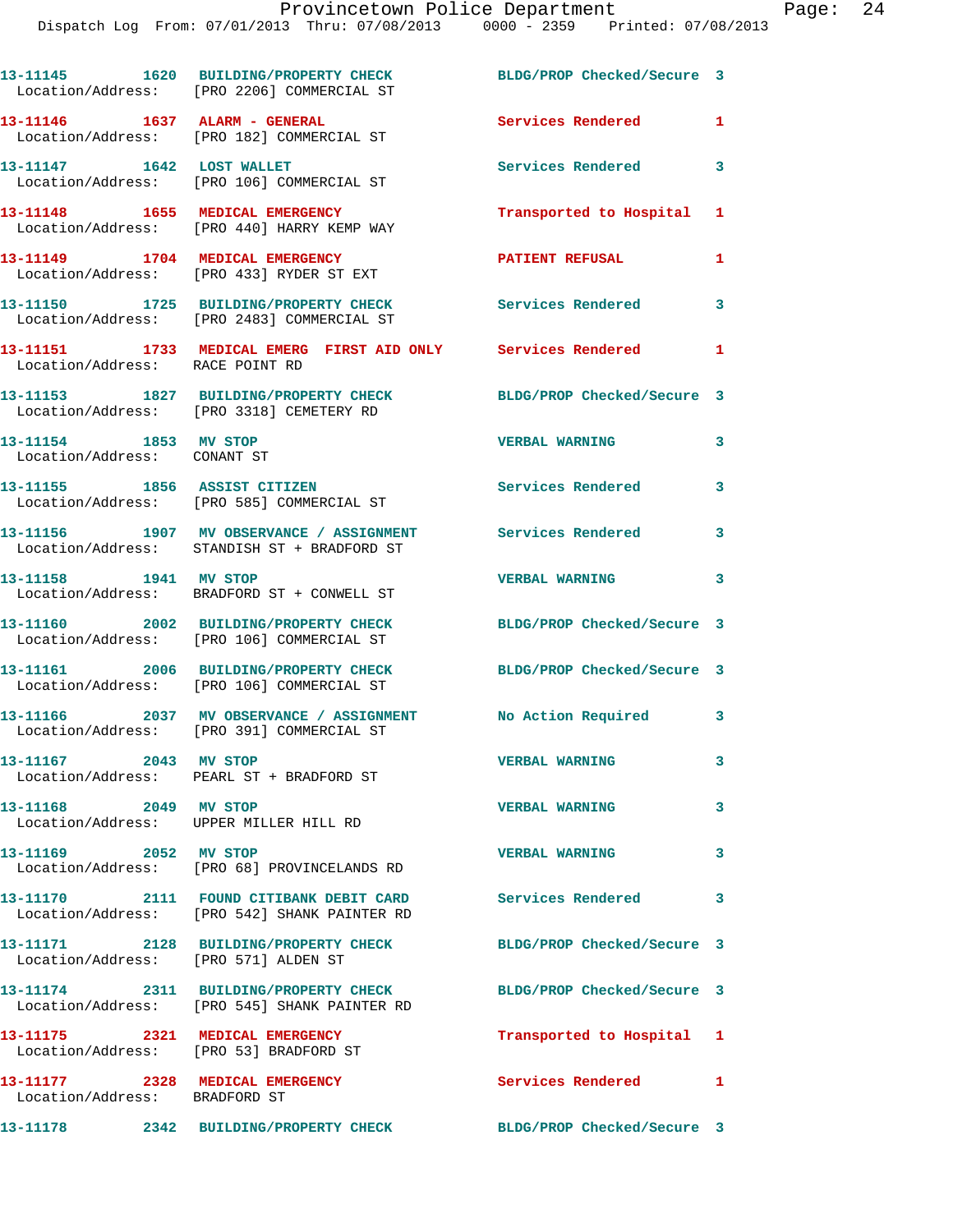| Call Number | Time | Call Reason | Action | Priority |
|---|---|---|---|---|
| 13-11145 | 1620 | BUILDING/PROPERTY CHECK | BLDG/PROP Checked/Secure | 3 |
| Location/Address: | | [PRO 2206] COMMERCIAL ST | | |
| 13-11146 | 1637 | ALARM - GENERAL | Services Rendered | 1 |
| Location/Address: | | [PRO 182] COMMERCIAL ST | | |
| 13-11147 | 1642 | LOST WALLET | Services Rendered | 3 |
| Location/Address: | | [PRO 106] COMMERCIAL ST | | |
| 13-11148 | 1655 | MEDICAL EMERGENCY | Transported to Hospital | 1 |
| Location/Address: | | [PRO 440] HARRY KEMP WAY | | |
| 13-11149 | 1704 | MEDICAL EMERGENCY | PATIENT REFUSAL | 1 |
| Location/Address: | | [PRO 433] RYDER ST EXT | | |
| 13-11150 | 1725 | BUILDING/PROPERTY CHECK | Services Rendered | 3 |
| Location/Address: | | [PRO 2483] COMMERCIAL ST | | |
| 13-11151 | 1733 | MEDICAL EMERG FIRST AID ONLY | Services Rendered | 1 |
| Location/Address: | | RACE POINT RD | | |
| 13-11153 | 1827 | BUILDING/PROPERTY CHECK | BLDG/PROP Checked/Secure | 3 |
| Location/Address: | | [PRO 3318] CEMETERY RD | | |
| 13-11154 | 1853 | MV STOP | VERBAL WARNING | 3 |
| Location/Address: | | CONANT ST | | |
| 13-11155 | 1856 | ASSIST CITIZEN | Services Rendered | 3 |
| Location/Address: | | [PRO 585] COMMERCIAL ST | | |
| 13-11156 | 1907 | MV OBSERVANCE / ASSIGNMENT | Services Rendered | 3 |
| Location/Address: | | STANDISH ST + BRADFORD ST | | |
| 13-11158 | 1941 | MV STOP | VERBAL WARNING | 3 |
| Location/Address: | | BRADFORD ST + CONWELL ST | | |
| 13-11160 | 2002 | BUILDING/PROPERTY CHECK | BLDG/PROP Checked/Secure | 3 |
| Location/Address: | | [PRO 106] COMMERCIAL ST | | |
| 13-11161 | 2006 | BUILDING/PROPERTY CHECK | BLDG/PROP Checked/Secure | 3 |
| Location/Address: | | [PRO 106] COMMERCIAL ST | | |
| 13-11166 | 2037 | MV OBSERVANCE / ASSIGNMENT | No Action Required | 3 |
| Location/Address: | | [PRO 391] COMMERCIAL ST | | |
| 13-11167 | 2043 | MV STOP | VERBAL WARNING | 3 |
| Location/Address: | | PEARL ST + BRADFORD ST | | |
| 13-11168 | 2049 | MV STOP | VERBAL WARNING | 3 |
| Location/Address: | | UPPER MILLER HILL RD | | |
| 13-11169 | 2052 | MV STOP | VERBAL WARNING | 3 |
| Location/Address: | | [PRO 68] PROVINCELANDS RD | | |
| 13-11170 | 2111 | FOUND CITIBANK DEBIT CARD | Services Rendered | 3 |
| Location/Address: | | [PRO 542] SHANK PAINTER RD | | |
| 13-11171 | 2128 | BUILDING/PROPERTY CHECK | BLDG/PROP Checked/Secure | 3 |
| Location/Address: | | [PRO 571] ALDEN ST | | |
| 13-11174 | 2311 | BUILDING/PROPERTY CHECK | BLDG/PROP Checked/Secure | 3 |
| Location/Address: | | [PRO 545] SHANK PAINTER RD | | |
| 13-11175 | 2321 | MEDICAL EMERGENCY | Transported to Hospital | 1 |
| Location/Address: | | [PRO 53] BRADFORD ST | | |
| 13-11177 | 2328 | MEDICAL EMERGENCY | Services Rendered | 1 |
| Location/Address: | | BRADFORD ST | | |
| 13-11178 | 2342 | BUILDING/PROPERTY CHECK | BLDG/PROP Checked/Secure | 3 |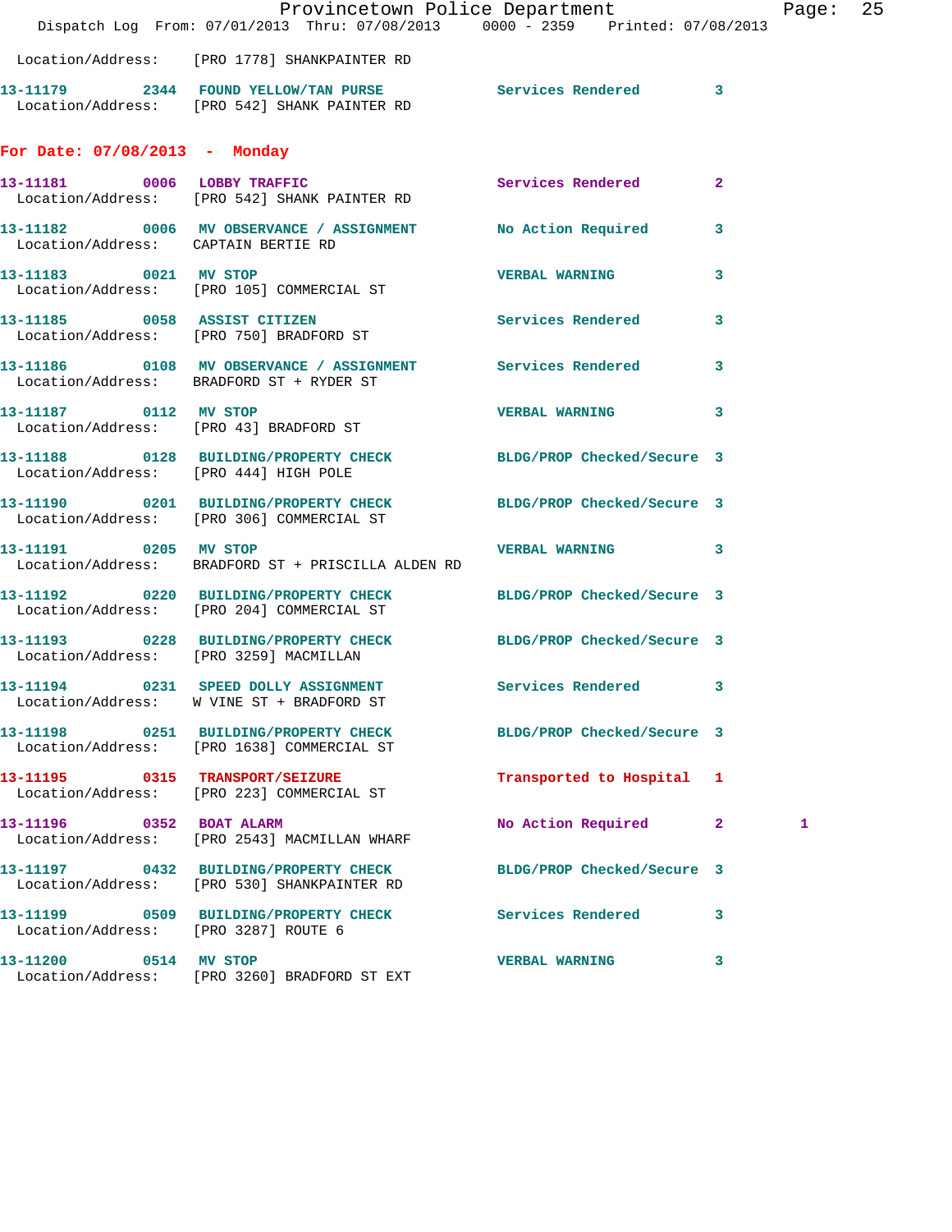Location/Address: [PRO 1778] SHANKPAINTER RD

**13-11179 2344 FOUND YELLOW/TAN PURSE** Services Rendered 3
Location/Address: [PRO 542] SHANK PAINTER RD

## For Date: 07/08/2013 - Monday

**13-11181 0006 LOBBY TRAFFIC** Services Rendered 2
Location/Address: [PRO 542] SHANK PAINTER RD

**13-11182 0006 MV OBSERVANCE / ASSIGNMENT** No Action Required 3
Location/Address: CAPTAIN BERTIE RD

**13-11183 0021 MV STOP** VERBAL WARNING 3
Location/Address: [PRO 105] COMMERCIAL ST

**13-11185 0058 ASSIST CITIZEN** Services Rendered 3
Location/Address: [PRO 750] BRADFORD ST

**13-11186 0108 MV OBSERVANCE / ASSIGNMENT** Services Rendered 3
Location/Address: BRADFORD ST + RYDER ST

**13-11187 0112 MV STOP** VERBAL WARNING 3
Location/Address: [PRO 43] BRADFORD ST

**13-11188 0128 BUILDING/PROPERTY CHECK** BLDG/PROP Checked/Secure 3
Location/Address: [PRO 444] HIGH POLE

**13-11190 0201 BUILDING/PROPERTY CHECK** BLDG/PROP Checked/Secure 3
Location/Address: [PRO 306] COMMERCIAL ST

**13-11191 0205 MV STOP** VERBAL WARNING 3
Location/Address: BRADFORD ST + PRISCILLA ALDEN RD

**13-11192 0220 BUILDING/PROPERTY CHECK** BLDG/PROP Checked/Secure 3
Location/Address: [PRO 204] COMMERCIAL ST

**13-11193 0228 BUILDING/PROPERTY CHECK** BLDG/PROP Checked/Secure 3
Location/Address: [PRO 3259] MACMILLAN

**13-11194 0231 SPEED DOLLY ASSIGNMENT** Services Rendered 3
Location/Address: W VINE ST + BRADFORD ST

**13-11198 0251 BUILDING/PROPERTY CHECK** BLDG/PROP Checked/Secure 3
Location/Address: [PRO 1638] COMMERCIAL ST

**13-11195 0315 TRANSPORT/SEIZURE** Transported to Hospital 1
Location/Address: [PRO 223] COMMERCIAL ST

**13-11196 0352 BOAT ALARM** No Action Required 2 1
Location/Address: [PRO 2543] MACMILLAN WHARF

**13-11197 0432 BUILDING/PROPERTY CHECK** BLDG/PROP Checked/Secure 3
Location/Address: [PRO 530] SHANKPAINTER RD

**13-11199 0509 BUILDING/PROPERTY CHECK** Services Rendered 3
Location/Address: [PRO 3287] ROUTE 6

**13-11200 0514 MV STOP** VERBAL WARNING 3
Location/Address: [PRO 3260] BRADFORD ST EXT